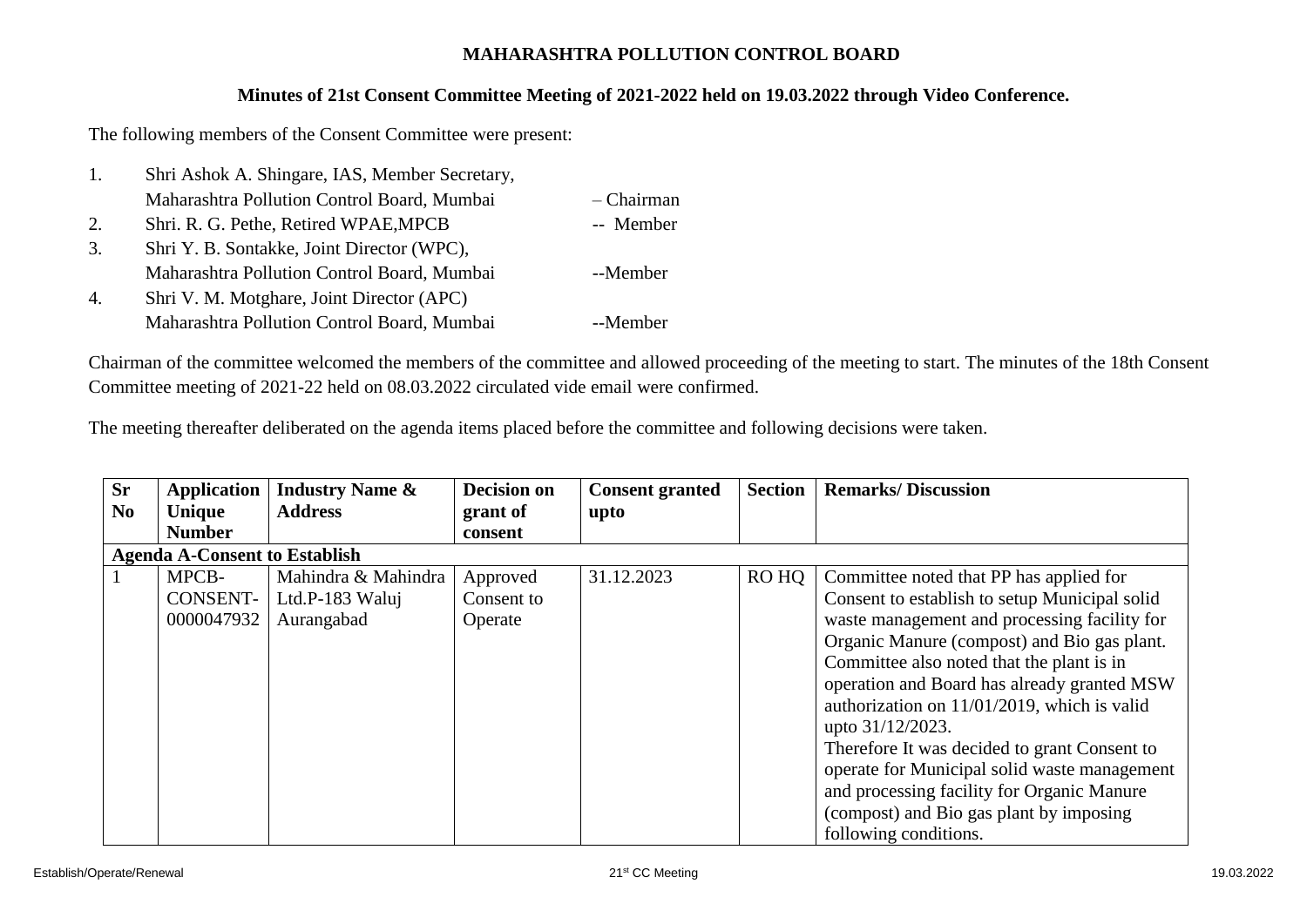**MAHARASHTRA POLLUTION CONTROL BOARD**

**Minutes of 21st Consent Committee Meeting of 2021-2022 held on 19.03.2022 through Video Conference.**

The following members of the Consent Committee were present:

1. Shri Ashok A. Shingare, IAS, Member Secretary, Maharashtra Pollution Control Board, Mumbai – Chairman
2. Shri. R. G. Pethe, Retired WPAE,MPCB -- Member
3. Shri Y. B. Sontakke, Joint Director (WPC), Maharashtra Pollution Control Board, Mumbai --Member
4. Shri V. M. Motghare, Joint Director (APC) Maharashtra Pollution Control Board, Mumbai --Member

Chairman of the committee welcomed the members of the committee and allowed proceeding of the meeting to start. The minutes of the 18th Consent Committee meeting of 2021-22 held on 08.03.2022 circulated vide email were confirmed.

The meeting thereafter deliberated on the agenda items placed before the committee and following decisions were taken.

| Sr No | Application Unique Number | Industry Name & Address | Decision on grant of consent | Consent granted upto | Section | Remarks/ Discussion |
|---|---|---|---|---|---|---|
| **Agenda A-Consent to Establish** | | | | | | |
| 1 | MPCB-CONSENT-0000047932 | Mahindra & Mahindra Ltd.P-183 Waluj Aurangabad | Approved Consent to Operate | 31.12.2023 | RO HQ | Committee noted that PP has applied for Consent to establish to setup Municipal solid waste management and processing facility for Organic Manure (compost) and Bio gas plant. Committee also noted that the plant is in operation and Board has already granted MSW authorization on 11/01/2019, which is valid upto 31/12/2023. Therefore It was decided to grant Consent to operate for Municipal solid waste management and processing facility for Organic Manure (compost) and Bio gas plant by imposing following conditions. |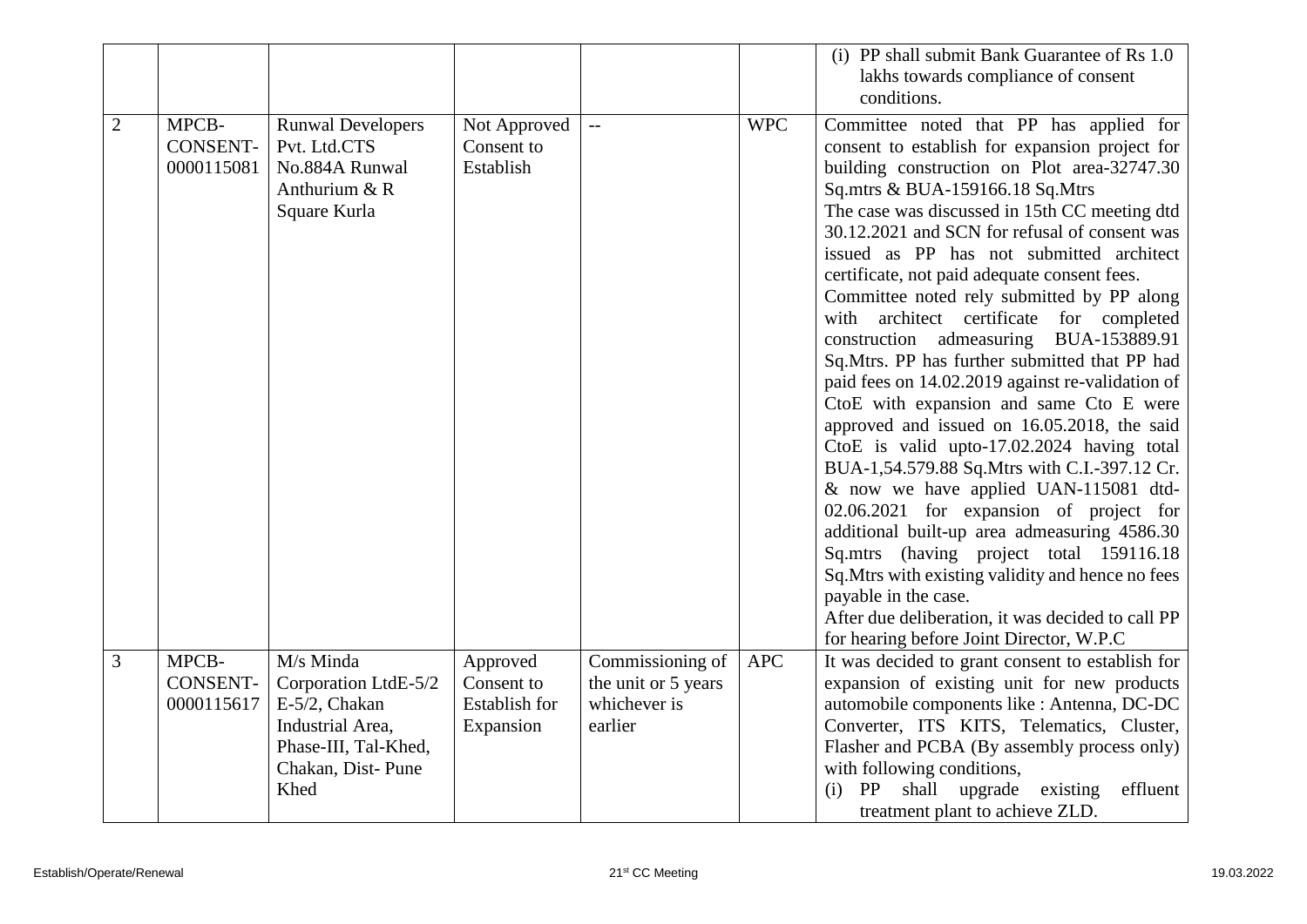| | | | | | | |
|---|---|---|---|---|---|---|
| | | | | | | (i) PP shall submit Bank Guarantee of Rs 1.0 lakhs towards compliance of consent conditions. |
| 2 | MPCB-CONSENT-0000115081 | Runwal Developers Pvt. Ltd.CTS No.884A Runwal Anthurium & R Square Kurla | Not Approved Consent to Establish | -- | WPC | Committee noted that PP has applied for consent to establish for expansion project for building construction on Plot area-32747.30 Sq.mtrs & BUA-159166.18 Sq.Mtrs<br>The case was discussed in 15th CC meeting dtd 30.12.2021 and SCN for refusal of consent was issued as PP has not submitted architect certificate, not paid adequate consent fees.<br>Committee noted rely submitted by PP along with architect certificate for completed construction admeasuring BUA-153889.91 Sq.Mtrs. PP has further submitted that PP had paid fees on 14.02.2019 against re-validation of CtoE with expansion and same Cto E were approved and issued on 16.05.2018, the said CtoE is valid upto-17.02.2024 having total BUA-1,54.579.88 Sq.Mtrs with C.I.-397.12 Cr. & now we have applied UAN-115081 dtd-02.06.2021 for expansion of project for additional built-up area admeasuring 4586.30 Sq.mtrs (having project total 159116.18 Sq.Mtrs with existing validity and hence no fees payable in the case.<br>After due deliberation, it was decided to call PP for hearing before Joint Director, W.P.C |
| 3 | MPCB-CONSENT-0000115617 | M/s Minda Corporation LtdE-5/2 E-5/2, Chakan Industrial Area, Phase-III, Tal-Khed, Chakan, Dist- Pune Khed | Approved Consent to Establish for Expansion | Commissioning of the unit or 5 years whichever is earlier | APC | It was decided to grant consent to establish for expansion of existing unit for new products automobile components like : Antenna, DC-DC Converter, ITS KITS, Telematics, Cluster, Flasher and PCBA (By assembly process only) with following conditions,<br>(i) PP shall upgrade existing effluent treatment plant to achieve ZLD. |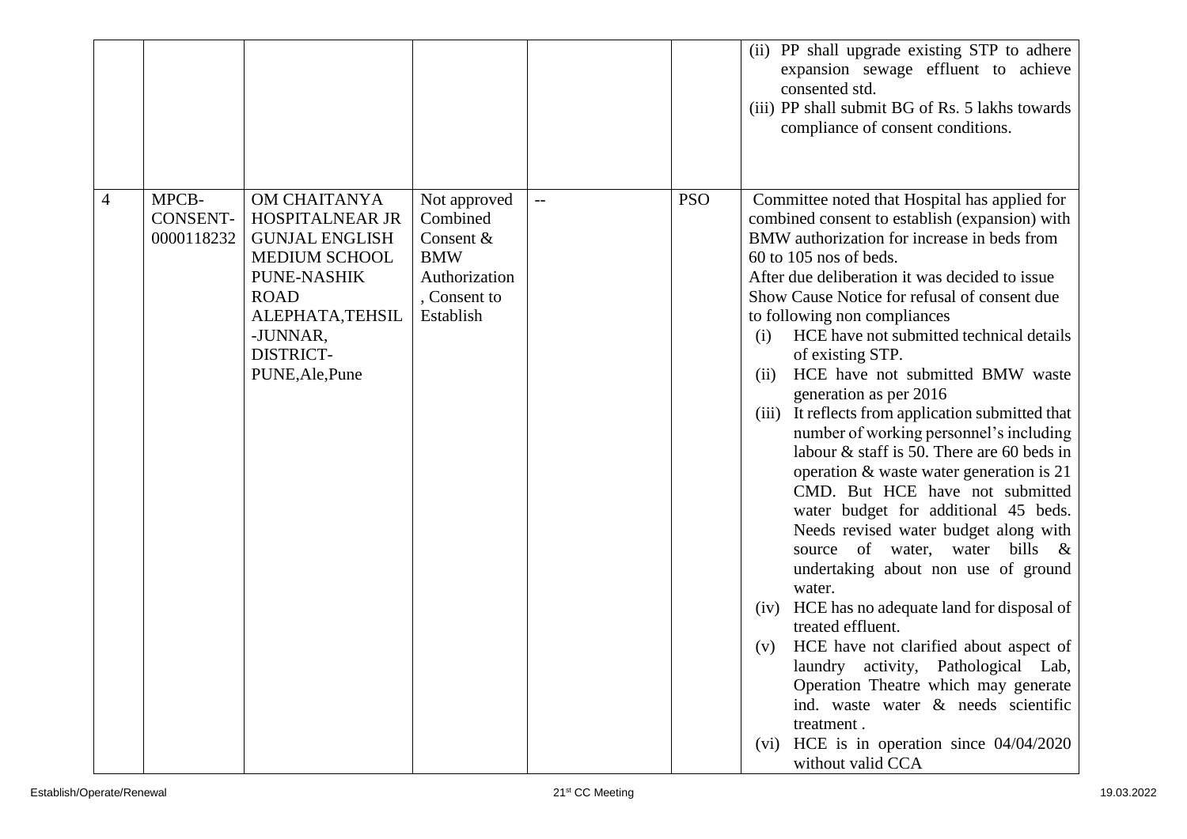| | | | | | | |
|---|---|---|---|---|---|---|
| | | | | | | (ii) PP shall upgrade existing STP to adhere expansion sewage effluent to achieve consented std.<br>(iii) PP shall submit BG of Rs. 5 lakhs towards compliance of consent conditions. |
| 4 | MPCB-CONSENT-0000118232 | OM CHAITANYA HOSPITALNEAR JR GUNJAL ENGLISH MEDIUM SCHOOL PUNE-NASHIK ROAD ALEPHATA,TEHSIL -JUNNAR, DISTRICT-PUNE,Ale,Pune | Not approved Combined Consent & BMW Authorization , Consent to Establish | -- | PSO | Committee noted that Hospital has applied for combined consent to establish (expansion) with BMW authorization for increase in beds from 60 to 105 nos of beds.<br>After due deliberation it was decided to issue Show Cause Notice for refusal of consent due to following non compliances<br>(i) HCE have not submitted technical details of existing STP.<br>(ii) HCE have not submitted BMW waste generation as per 2016<br>(iii) It reflects from application submitted that number of working personnel's including labour & staff is 50. There are 60 beds in operation & waste water generation is 21 CMD. But HCE have not submitted water budget for additional 45 beds. Needs revised water budget along with source of water, water bills & undertaking about non use of ground water.<br>(iv) HCE has no adequate land for disposal of treated effluent.<br>(v) HCE have not clarified about aspect of laundry activity, Pathological Lab, Operation Theatre which may generate ind. waste water & needs scientific treatment .<br>(vi) HCE is in operation since 04/04/2020 without valid CCA |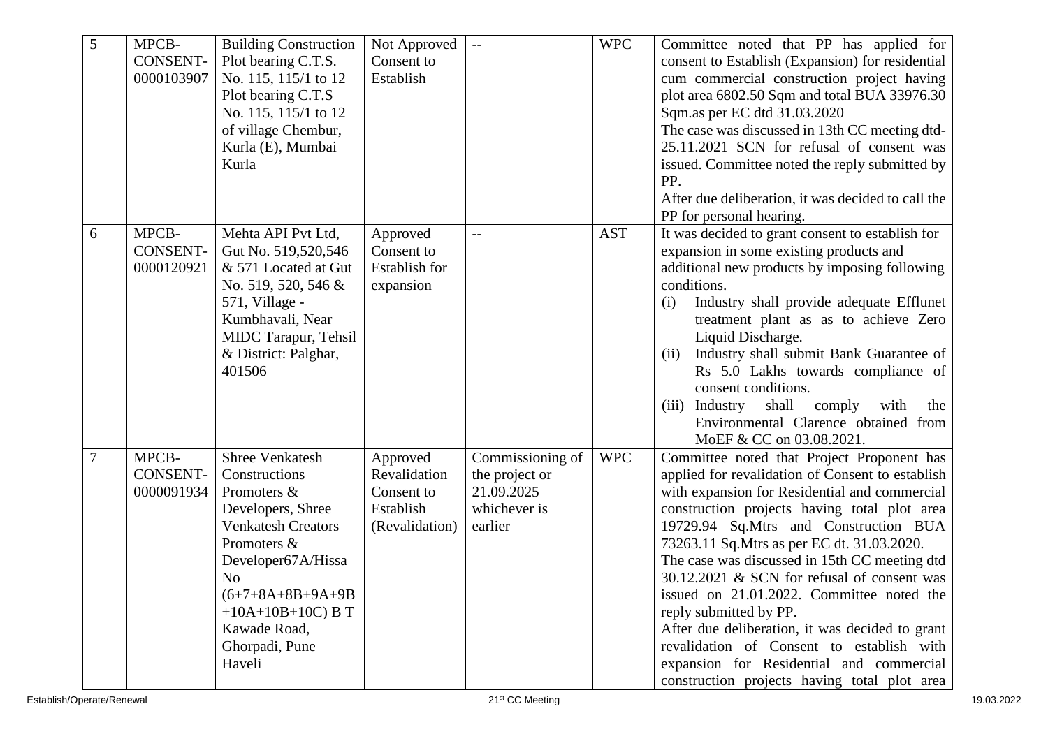| 5 | MPCB-CONSENT-0000103907 | Building Construction Plot bearing C.T.S. No. 115, 115/1 to 12 Plot bearing C.T.S No. 115, 115/1 to 12 of village Chembur, Kurla (E), Mumbai Kurla | Not Approved Consent to Establish | -- | WPC | Committee noted that PP has applied for consent to Establish (Expansion) for residential cum commercial construction project having plot area 6802.50 Sqm and total BUA 33976.30 Sqm.as per EC dtd 31.03.2020<br>The case was discussed in 13th CC meeting dtd-25.11.2021 SCN for refusal of consent was issued. Committee noted the reply submitted by PP.<br>After due deliberation, it was decided to call the PP for personal hearing. |
|---|---|---|---|---|---|---|
| 6 | MPCB-CONSENT-0000120921 | Mehta API Pvt Ltd, Gut No. 519,520,546 & 571 Located at Gut No. 519, 520, 546 & 571, Village - Kumbhavali, Near MIDC Tarapur, Tehsil & District: Palghar, 401506 | Approved Consent to Establish for expansion | -- | AST | It was decided to grant consent to establish for expansion in some existing products and additional new products by imposing following conditions.<br>(i) Industry shall provide adequate Efflunet treatment plant as as to achieve Zero Liquid Discharge.<br>(ii) Industry shall submit Bank Guarantee of Rs 5.0 Lakhs towards compliance of consent conditions.<br>(iii) Industry shall comply with the Environmental Clarence obtained from MoEF & CC on 03.08.2021. |
| 7 | MPCB-CONSENT-0000091934 | Shree Venkatesh Constructions Promoters & Developers, Shree Venkatesh Creators Promoters & Developer67A/Hissa No (6+7+8A+8B+9A+9B +10A+10B+10C) B T Kawade Road, Ghorpadi, Pune Haveli | Approved Revalidation Consent to Establish (Revalidation) | Commissioning of the project or 21.09.2025 whichever is earlier | WPC | Committee noted that Project Proponent has applied for revalidation of Consent to establish with expansion for Residential and commercial construction projects having total plot area 19729.94 Sq.Mtrs and Construction BUA 73263.11 Sq.Mtrs as per EC dt. 31.03.2020.<br>The case was discussed in 15th CC meeting dtd 30.12.2021 & SCN for refusal of consent was issued on 21.01.2022. Committee noted the reply submitted by PP.<br>After due deliberation, it was decided to grant revalidation of Consent to establish with expansion for Residential and commercial construction projects having total plot area |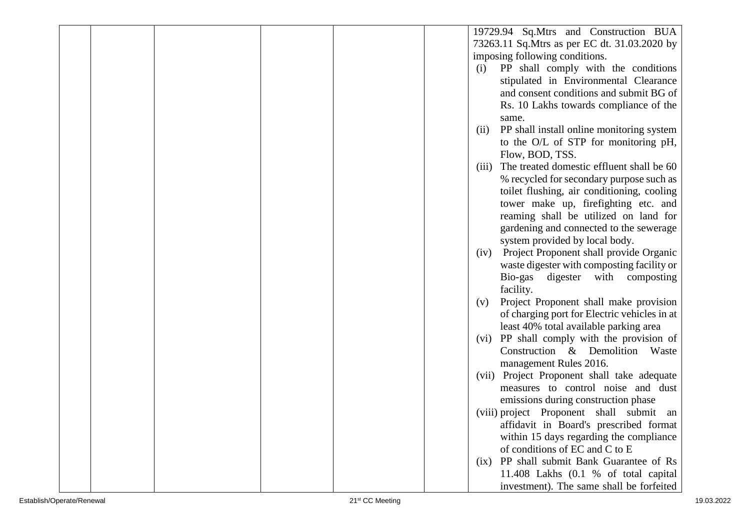|  |  |  |  |  |  |  |
|---|---|---|---|---|---|---|
|  |  |  |  |  |  | 19729.94 Sq.Mtrs and Construction BUA 73263.11 Sq.Mtrs as per EC dt. 31.03.2020 by imposing following conditions.<br>(i) PP shall comply with the conditions stipulated in Environmental Clearance and consent conditions and submit BG of Rs. 10 Lakhs towards compliance of the same.<br>(ii) PP shall install online monitoring system to the O/L of STP for monitoring pH, Flow, BOD, TSS.<br>(iii) The treated domestic effluent shall be 60 % recycled for secondary purpose such as toilet flushing, air conditioning, cooling tower make up, firefighting etc. and reaming shall be utilized on land for gardening and connected to the sewerage system provided by local body.<br>(iv) Project Proponent shall provide Organic waste digester with composting facility or Bio-gas digester with composting facility.<br>(v) Project Proponent shall make provision of charging port for Electric vehicles in at least 40% total available parking area<br>(vi) PP shall comply with the provision of Construction & Demolition Waste management Rules 2016.<br>(vii) Project Proponent shall take adequate measures to control noise and dust emissions during construction phase<br>(viii) project Proponent shall submit an affidavit in Board's prescribed format within 15 days regarding the compliance of conditions of EC and C to E<br>(ix) PP shall submit Bank Guarantee of Rs 11.408 Lakhs (0.1 % of total capital investment). The same shall be forfeited |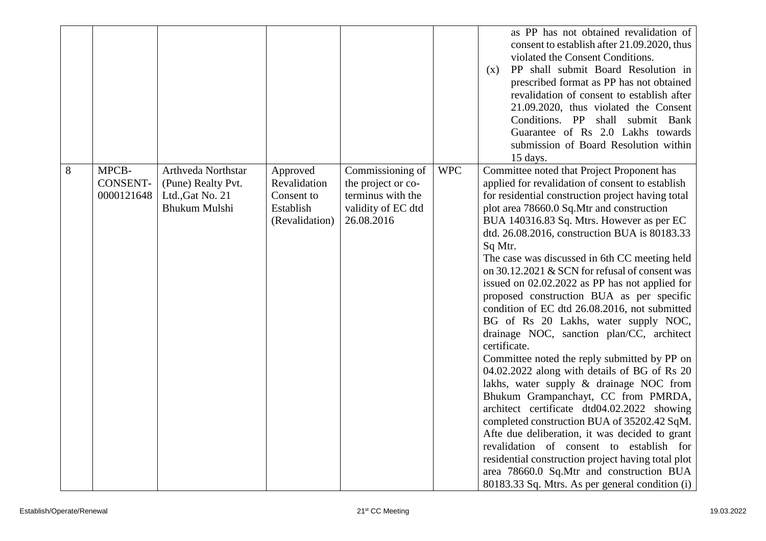| | | | | | | |
|---|---|---|---|---|---|---|
| | | | | | | as PP has not obtained revalidation of consent to establish after 21.09.2020, thus violated the Consent Conditions.<br>(x) PP shall submit Board Resolution in prescribed format as PP has not obtained revalidation of consent to establish after 21.09.2020, thus violated the Consent Conditions. PP shall submit Bank Guarantee of Rs 2.0 Lakhs towards submission of Board Resolution within 15 days. |
| 8 | MPCB-CONSENT-0000121648 | Arthveda Northstar (Pune) Realty Pvt. Ltd.,Gat No. 21 Bhukum Mulshi | Approved Revalidation Consent to Establish (Revalidation) | Commissioning of the project or co-terminus with the validity of EC dtd 26.08.2016 | WPC | Committee noted that Project Proponent has applied for revalidation of consent to establish for residential construction project having total plot area 78660.0 Sq.Mtr and construction BUA 140316.83 Sq. Mtrs. However as per EC dtd. 26.08.2016, construction BUA is 80183.33 Sq Mtr.<br>The case was discussed in 6th CC meeting held on 30.12.2021 & SCN for refusal of consent was issued on 02.02.2022 as PP has not applied for proposed construction BUA as per specific condition of EC dtd 26.08.2016, not submitted BG of Rs 20 Lakhs, water supply NOC, drainage NOC, sanction plan/CC, architect certificate.<br>Committee noted the reply submitted by PP on 04.02.2022 along with details of BG of Rs 20 lakhs, water supply & drainage NOC from Bhukum Grampanchayt, CC from PMRDA, architect certificate dtd04.02.2022 showing completed construction BUA of 35202.42 SqM. Afte due deliberation, it was decided to grant revalidation of consent to establish for residential construction project having total plot area 78660.0 Sq.Mtr and construction BUA 80183.33 Sq. Mtrs. As per general condition (i) |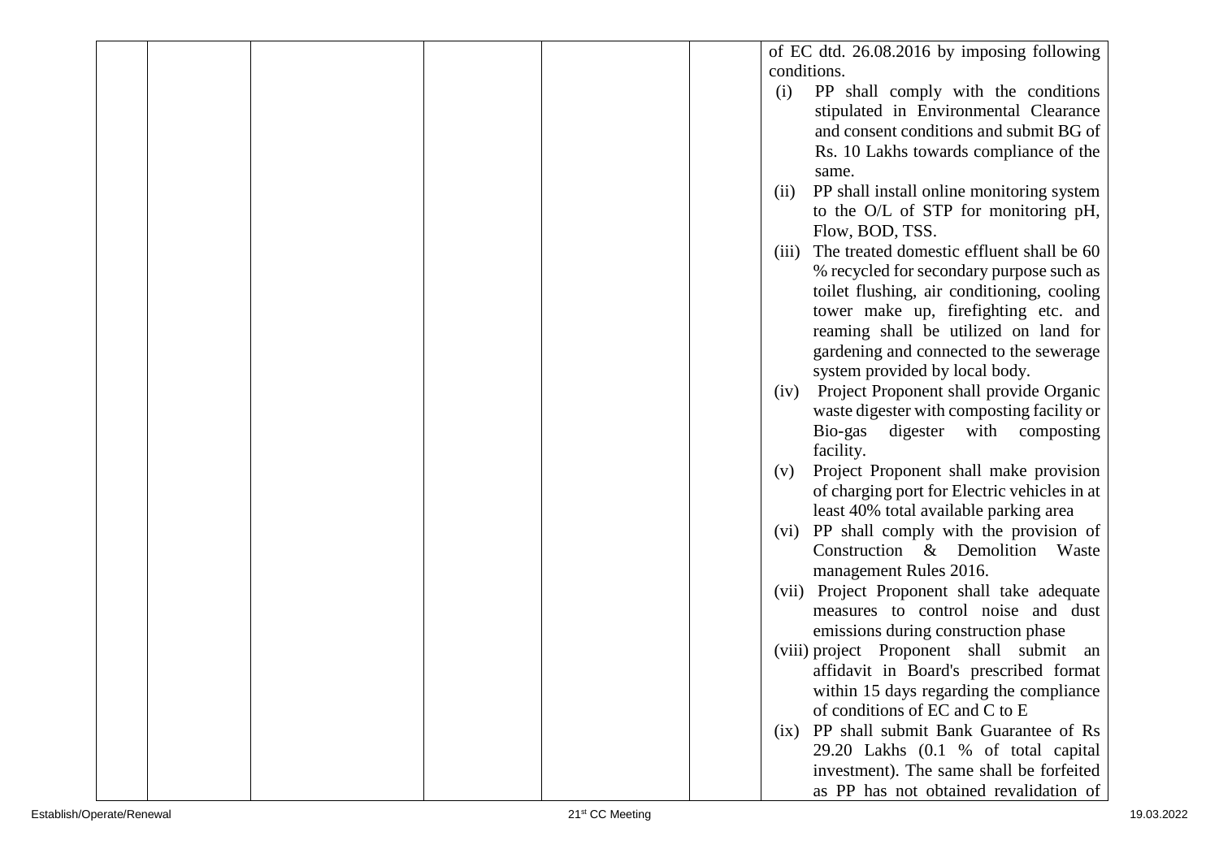| | | | | | | |
|---|---|---|---|---|---|---|
| | | | | | | of EC dtd. 26.08.2016 by imposing following conditions.<br>(i) PP shall comply with the conditions stipulated in Environmental Clearance and consent conditions and submit BG of Rs. 10 Lakhs towards compliance of the same.<br>(ii) PP shall install online monitoring system to the O/L of STP for monitoring pH, Flow, BOD, TSS.<br>(iii) The treated domestic effluent shall be 60 % recycled for secondary purpose such as toilet flushing, air conditioning, cooling tower make up, firefighting etc. and reaming shall be utilized on land for gardening and connected to the sewerage system provided by local body.<br>(iv) Project Proponent shall provide Organic waste digester with composting facility or Bio-gas digester with composting facility.<br>(v) Project Proponent shall make provision of charging port for Electric vehicles in at least 40% total available parking area<br>(vi) PP shall comply with the provision of Construction & Demolition Waste management Rules 2016.<br>(vii) Project Proponent shall take adequate measures to control noise and dust emissions during construction phase<br>(viii) project Proponent shall submit an affidavit in Board's prescribed format within 15 days regarding the compliance of conditions of EC and C to E<br>(ix) PP shall submit Bank Guarantee of Rs 29.20 Lakhs (0.1 % of total capital investment). The same shall be forfeited as PP has not obtained revalidation of |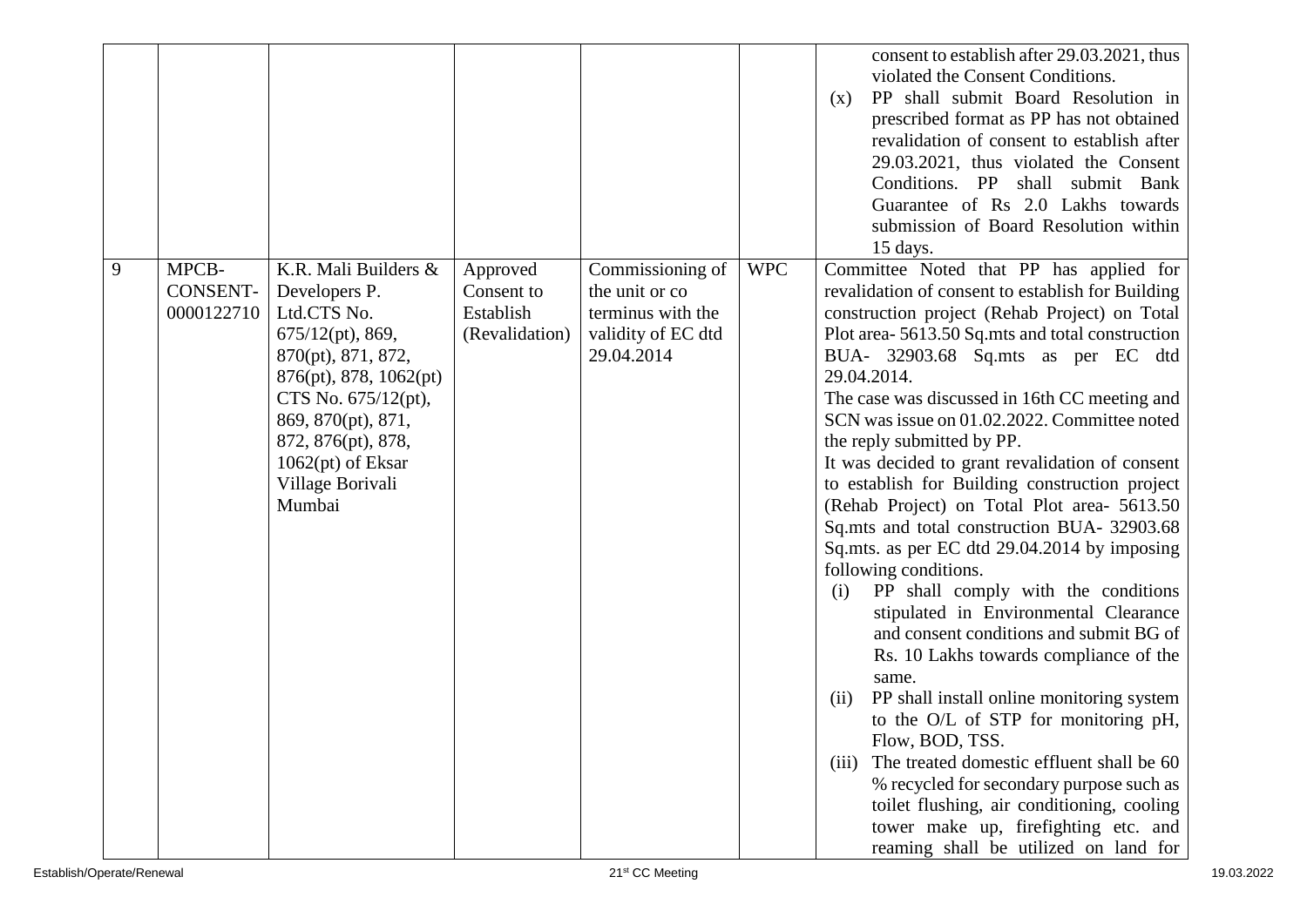| | | | | | | |
|---|---|---|---|---|---|---|
| | | | | | | consent to establish after 29.03.2021, thus violated the Consent Conditions.<br>(x) PP shall submit Board Resolution in prescribed format as PP has not obtained revalidation of consent to establish after 29.03.2021, thus violated the Consent Conditions. PP shall submit Bank Guarantee of Rs 2.0 Lakhs towards submission of Board Resolution within 15 days. |
| 9 | MPCB-CONSENT-0000122710 | K.R. Mali Builders & Developers P. Ltd.CTS No. 675/12(pt), 869, 870(pt), 871, 872, 876(pt), 878, 1062(pt) CTS No. 675/12(pt), 869, 870(pt), 871, 872, 876(pt), 878, 1062(pt) of Eksar Village Borivali Mumbai | Approved Consent to Establish (Revalidation) | Commissioning of the unit or co terminus with the validity of EC dtd 29.04.2014 | WPC | Committee Noted that PP has applied for revalidation of consent to establish for Building construction project (Rehab Project) on Total Plot area- 5613.50 Sq.mts and total construction BUA- 32903.68 Sq.mts as per EC dtd 29.04.2014.<br>The case was discussed in 16th CC meeting and SCN was issue on 01.02.2022. Committee noted the reply submitted by PP.<br>It was decided to grant revalidation of consent to establish for Building construction project (Rehab Project) on Total Plot area- 5613.50 Sq.mts and total construction BUA- 32903.68 Sq.mts. as per EC dtd 29.04.2014 by imposing following conditions.<br>(i) PP shall comply with the conditions stipulated in Environmental Clearance and consent conditions and submit BG of Rs. 10 Lakhs towards compliance of the same.<br>(ii) PP shall install online monitoring system to the O/L of STP for monitoring pH, Flow, BOD, TSS.<br>(iii) The treated domestic effluent shall be 60 % recycled for secondary purpose such as toilet flushing, air conditioning, cooling tower make up, firefighting etc. and reaming shall be utilized on land for |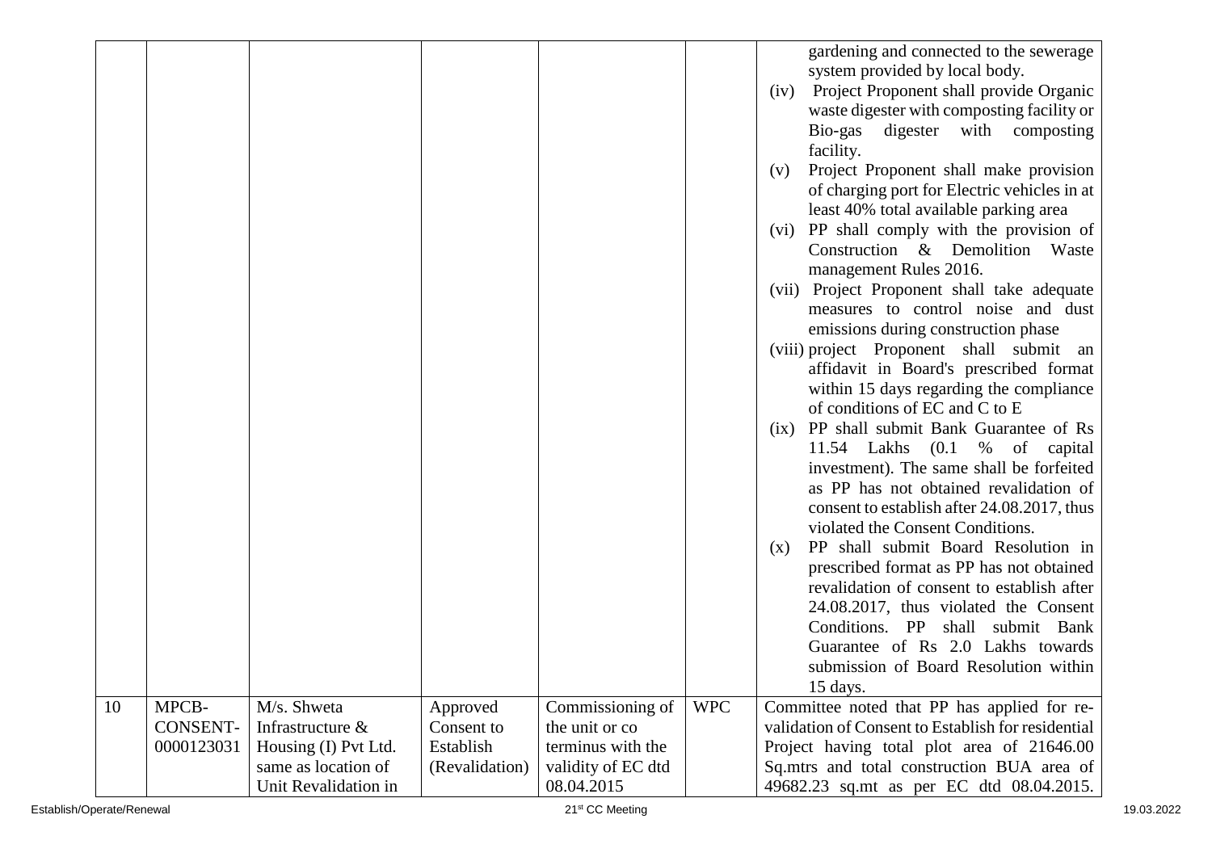| | | | | | | |
|---|---|---|---|---|---|---|
| | | | | | | gardening and connected to the sewerage system provided by local body.<br>(iv) Project Proponent shall provide Organic waste digester with composting facility or Bio-gas digester with composting facility.<br>(v) Project Proponent shall make provision of charging port for Electric vehicles in at least 40% total available parking area<br>(vi) PP shall comply with the provision of Construction & Demolition Waste management Rules 2016.<br>(vii) Project Proponent shall take adequate measures to control noise and dust emissions during construction phase<br>(viii) project Proponent shall submit an affidavit in Board's prescribed format within 15 days regarding the compliance of conditions of EC and C to E<br>(ix) PP shall submit Bank Guarantee of Rs 11.54 Lakhs (0.1 % of capital investment). The same shall be forfeited as PP has not obtained revalidation of consent to establish after 24.08.2017, thus violated the Consent Conditions.<br>(x) PP shall submit Board Resolution in prescribed format as PP has not obtained revalidation of consent to establish after 24.08.2017, thus violated the Consent Conditions. PP shall submit Bank Guarantee of Rs 2.0 Lakhs towards submission of Board Resolution within 15 days. |
| 10 | MPCB-CONSENT-0000123031 | M/s. Shweta Infrastructure & Housing (I) Pvt Ltd. same as location of Unit Revalidation in | Approved Consent to Establish (Revalidation) | Commissioning of the unit or co terminus with the validity of EC dtd 08.04.2015 | WPC | Committee noted that PP has applied for re-validation of Consent to Establish for residential Project having total plot area of 21646.00 Sq.mtrs and total construction BUA area of 49682.23 sq.mt as per EC dtd 08.04.2015. |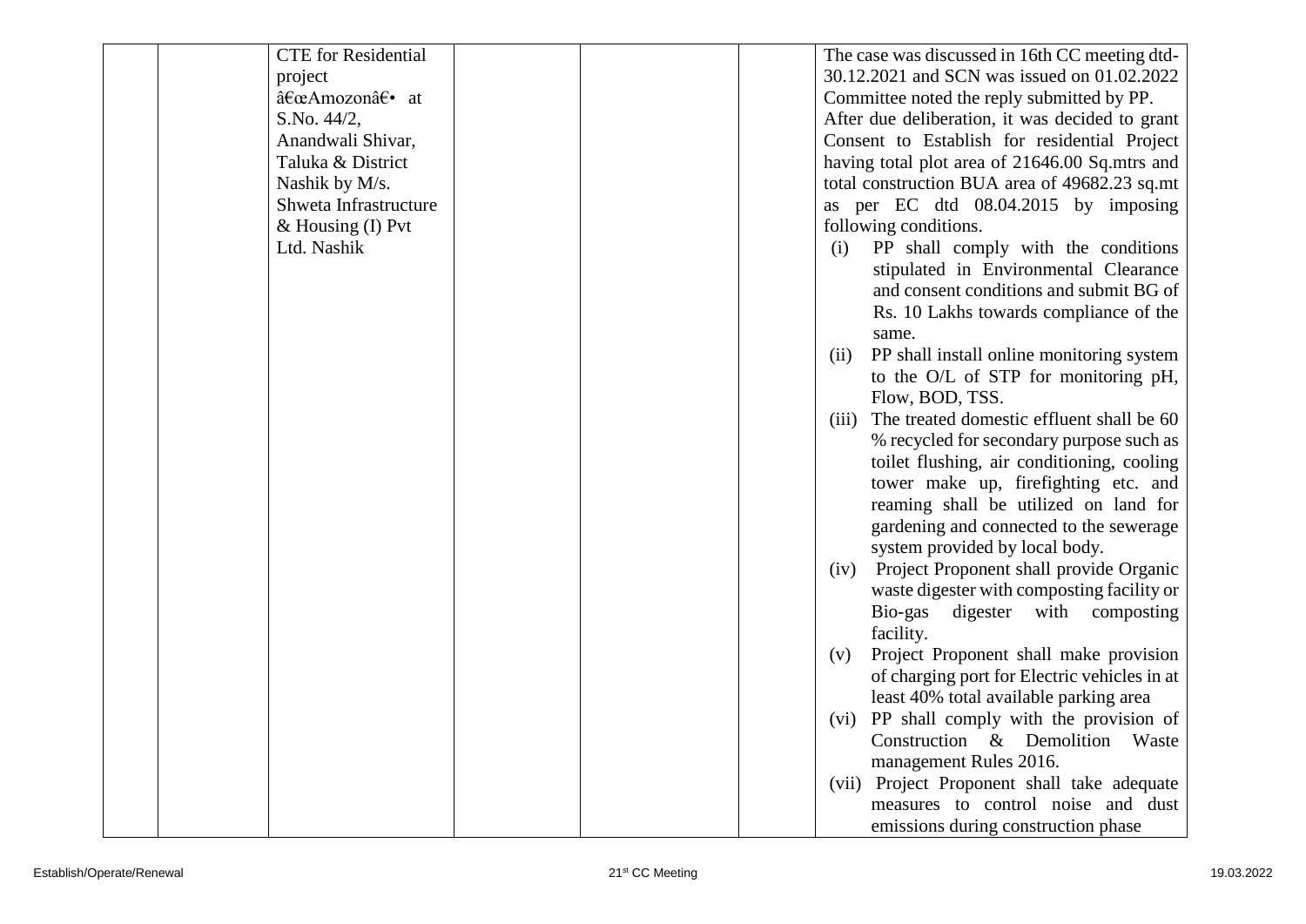|  |  | CTE for Residential project â€œAmozonâ€• at S.No. 44/2, Anandwali Shivar, Taluka & District Nashik by M/s. Shweta Infrastructure & Housing (I) Pvt Ltd. Nashik |  |  |  | The case was discussed in 16th CC meeting dtd-30.12.2021 and SCN was issued on 01.02.2022 Committee noted the reply submitted by PP. After due deliberation, it was decided to grant Consent to Establish for residential Project having total plot area of 21646.00 Sq.mtrs and total construction BUA area of 49682.23 sq.mt as per EC dtd 08.04.2015 by imposing following conditions.<br>(i) PP shall comply with the conditions stipulated in Environmental Clearance and consent conditions and submit BG of Rs. 10 Lakhs towards compliance of the same.<br>(ii) PP shall install online monitoring system to the O/L of STP for monitoring pH, Flow, BOD, TSS.<br>(iii) The treated domestic effluent shall be 60 % recycled for secondary purpose such as toilet flushing, air conditioning, cooling tower make up, firefighting etc. and reaming shall be utilized on land for gardening and connected to the sewerage system provided by local body.<br>(iv) Project Proponent shall provide Organic waste digester with composting facility or Bio-gas digester with composting facility.<br>(v) Project Proponent shall make provision of charging port for Electric vehicles in at least 40% total available parking area<br>(vi) PP shall comply with the provision of Construction & Demolition Waste management Rules 2016.<br>(vii) Project Proponent shall take adequate measures to control noise and dust emissions during construction phase |
|---|---|---|---|---|---|---|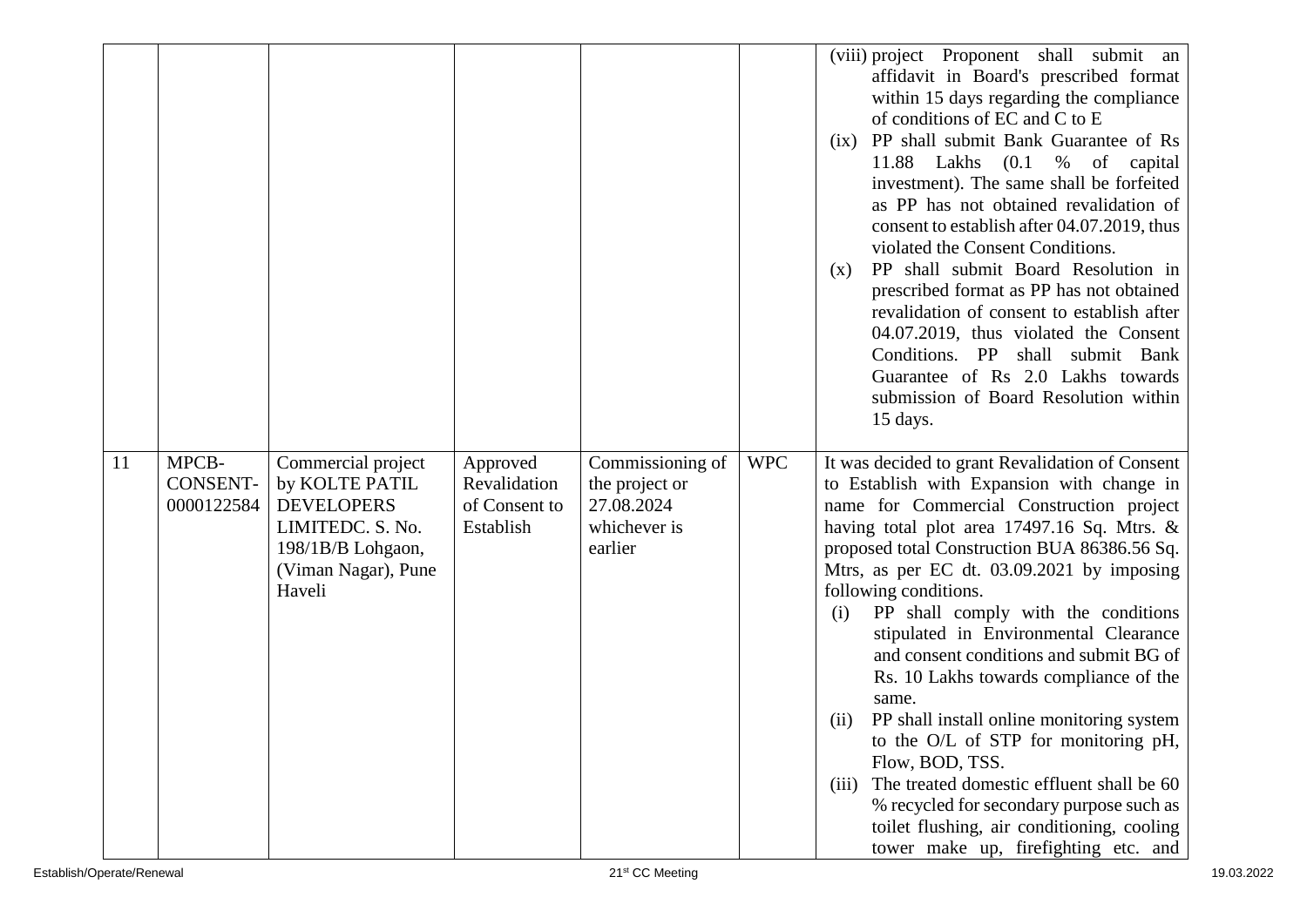| | | | | | | |
|---|---|---|---|---|---|---|
| | | | | | | (viii) project Proponent shall submit an affidavit in Board's prescribed format within 15 days regarding the compliance of conditions of EC and C to E<br>(ix) PP shall submit Bank Guarantee of Rs 11.88 Lakhs (0.1 % of capital investment). The same shall be forfeited as PP has not obtained revalidation of consent to establish after 04.07.2019, thus violated the Consent Conditions.<br>(x) PP shall submit Board Resolution in prescribed format as PP has not obtained revalidation of consent to establish after 04.07.2019, thus violated the Consent Conditions. PP shall submit Bank Guarantee of Rs 2.0 Lakhs towards submission of Board Resolution within 15 days. |
| 11 | MPCB-CONSENT-0000122584 | Commercial project by KOLTE PATIL DEVELOPERS LIMITEDC. S. No. 198/1B/B Lohgaon, (Viman Nagar), Pune Haveli | Approved Revalidation of Consent to Establish | Commissioning of the project or 27.08.2024 whichever is earlier | WPC | It was decided to grant Revalidation of Consent to Establish with Expansion with change in name for Commercial Construction project having total plot area 17497.16 Sq. Mtrs. & proposed total Construction BUA 86386.56 Sq. Mtrs, as per EC dt. 03.09.2021 by imposing following conditions.<br>(i) PP shall comply with the conditions stipulated in Environmental Clearance and consent conditions and submit BG of Rs. 10 Lakhs towards compliance of the same.<br>(ii) PP shall install online monitoring system to the O/L of STP for monitoring pH, Flow, BOD, TSS.<br>(iii) The treated domestic effluent shall be 60 % recycled for secondary purpose such as toilet flushing, air conditioning, cooling tower make up, firefighting etc. and |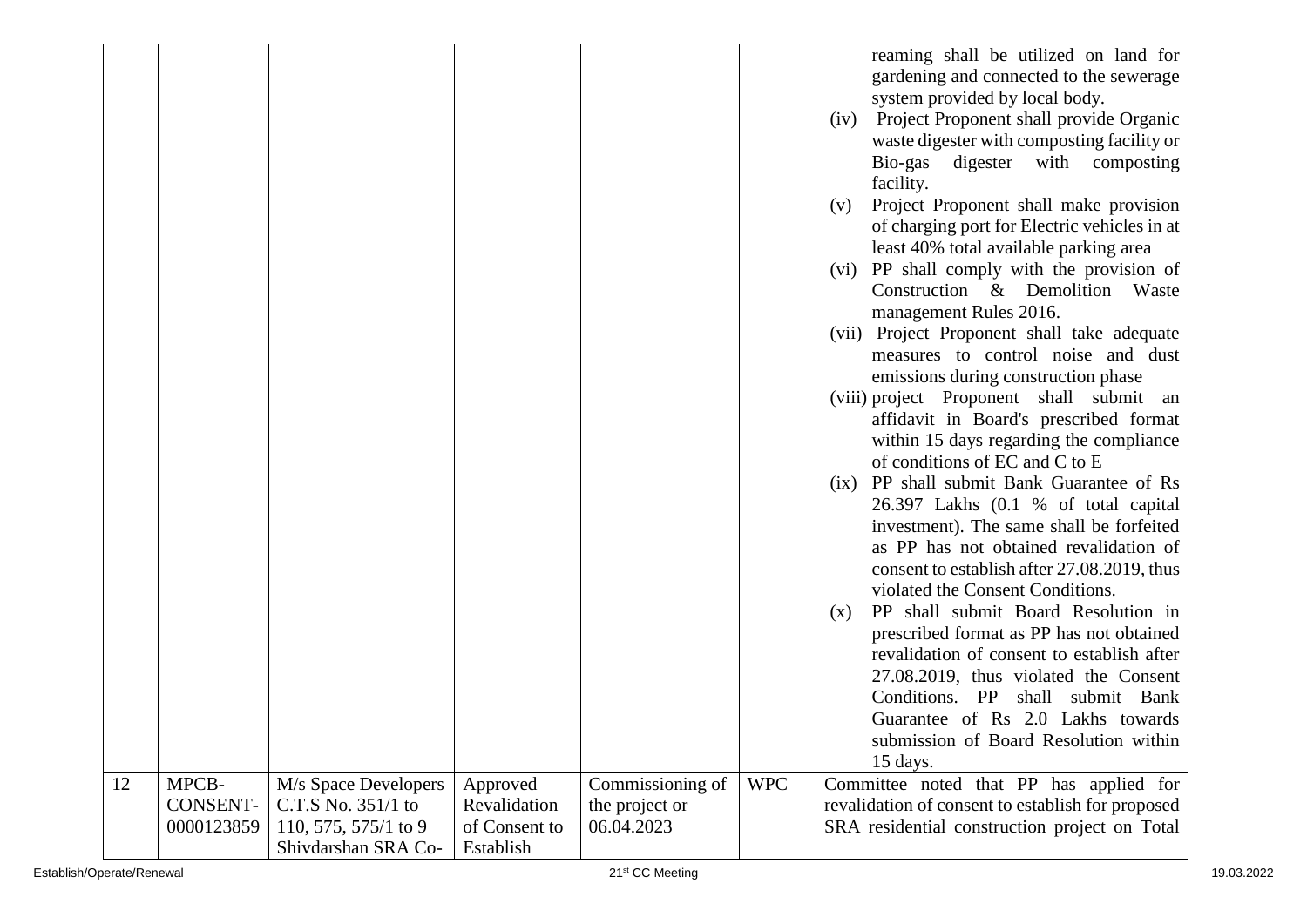| | | | | | | |
|---|---|---|---|---|---|---|
| | | | | | | reaming shall be utilized on land for gardening and connected to the sewerage system provided by local body.<br>(iv) Project Proponent shall provide Organic waste digester with composting facility or Bio-gas digester with composting facility.<br>(v) Project Proponent shall make provision of charging port for Electric vehicles in at least 40% total available parking area<br>(vi) PP shall comply with the provision of Construction & Demolition Waste management Rules 2016.<br>(vii) Project Proponent shall take adequate measures to control noise and dust emissions during construction phase<br>(viii) project Proponent shall submit an affidavit in Board's prescribed format within 15 days regarding the compliance of conditions of EC and C to E<br>(ix) PP shall submit Bank Guarantee of Rs 26.397 Lakhs (0.1 % of total capital investment). The same shall be forfeited as PP has not obtained revalidation of consent to establish after 27.08.2019, thus violated the Consent Conditions.<br>(x) PP shall submit Board Resolution in prescribed format as PP has not obtained revalidation of consent to establish after 27.08.2019, thus violated the Consent Conditions. PP shall submit Bank Guarantee of Rs 2.0 Lakhs towards submission of Board Resolution within 15 days. |
| 12 | MPCB-CONSENT-0000123859 | M/s Space Developers C.T.S No. 351/1 to 110, 575, 575/1 to 9 Shivdarshan SRA Co- | Approved Revalidation of Consent to Establish | Commissioning of the project or 06.04.2023 | WPC | Committee noted that PP has applied for revalidation of consent to establish for proposed SRA residential construction project on Total |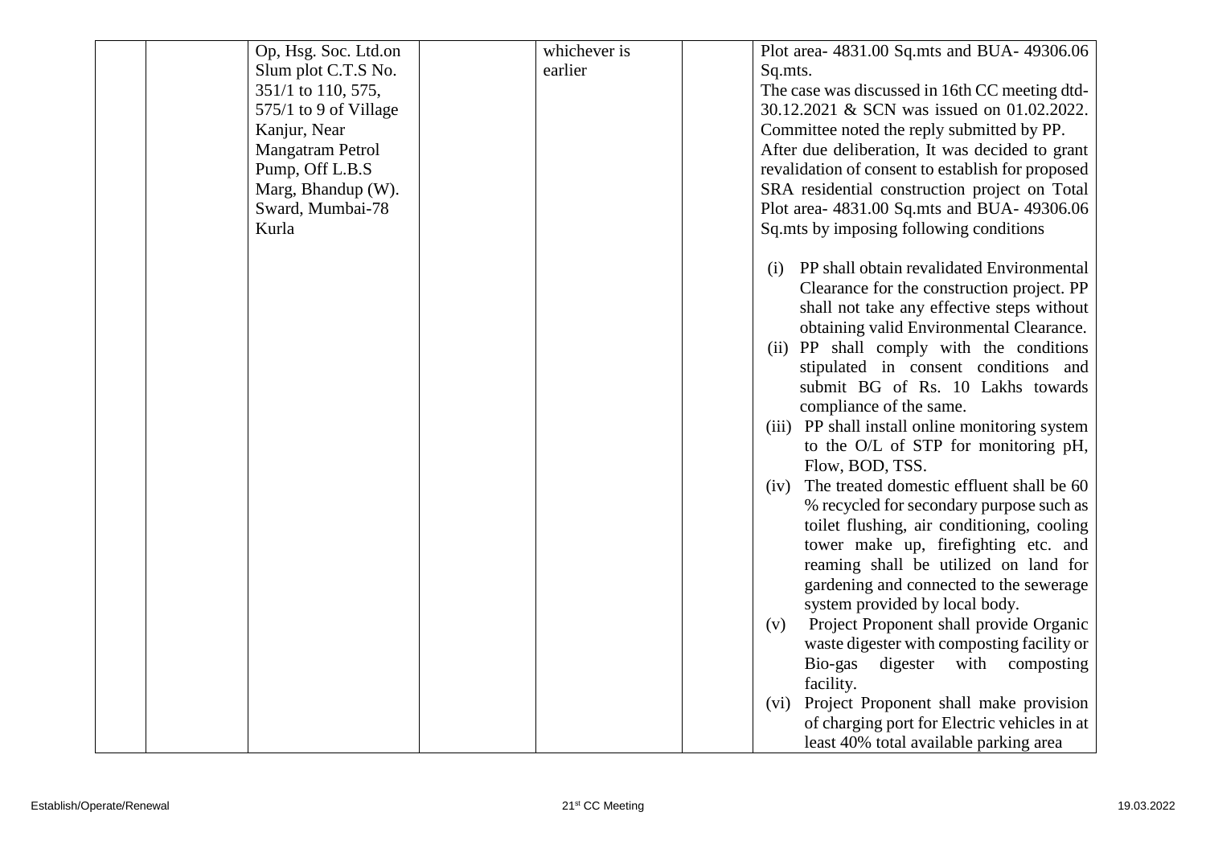| | | | | | | |
|---|---|---|---|---|---|---|
| | | Op, Hsg. Soc. Ltd.on Slum plot C.T.S No. 351/1 to 110, 575, 575/1 to 9 of Village Kanjur, Near Mangatram Petrol Pump, Off L.B.S Marg, Bhandup (W). Sward, Mumbai-78 Kurla | | whichever is earlier | | Plot area- 4831.00 Sq.mts and BUA- 49306.06 Sq.mts.<br>The case was discussed in 16th CC meeting dtd-30.12.2021 & SCN was issued on 01.02.2022. Committee noted the reply submitted by PP.<br>After due deliberation, It was decided to grant revalidation of consent to establish for proposed SRA residential construction project on Total Plot area- 4831.00 Sq.mts and BUA- 49306.06 Sq.mts by imposing following conditions<br><br>(i) PP shall obtain revalidated Environmental Clearance for the construction project. PP shall not take any effective steps without obtaining valid Environmental Clearance.<br>(ii) PP shall comply with the conditions stipulated in consent conditions and submit BG of Rs. 10 Lakhs towards compliance of the same.<br>(iii) PP shall install online monitoring system to the O/L of STP for monitoring pH, Flow, BOD, TSS.<br>(iv) The treated domestic effluent shall be 60 % recycled for secondary purpose such as toilet flushing, air conditioning, cooling tower make up, firefighting etc. and reaming shall be utilized on land for gardening and connected to the sewerage system provided by local body.<br>(v) Project Proponent shall provide Organic waste digester with composting facility or Bio-gas digester with composting facility.<br>(vi) Project Proponent shall make provision of charging port for Electric vehicles in at least 40% total available parking area |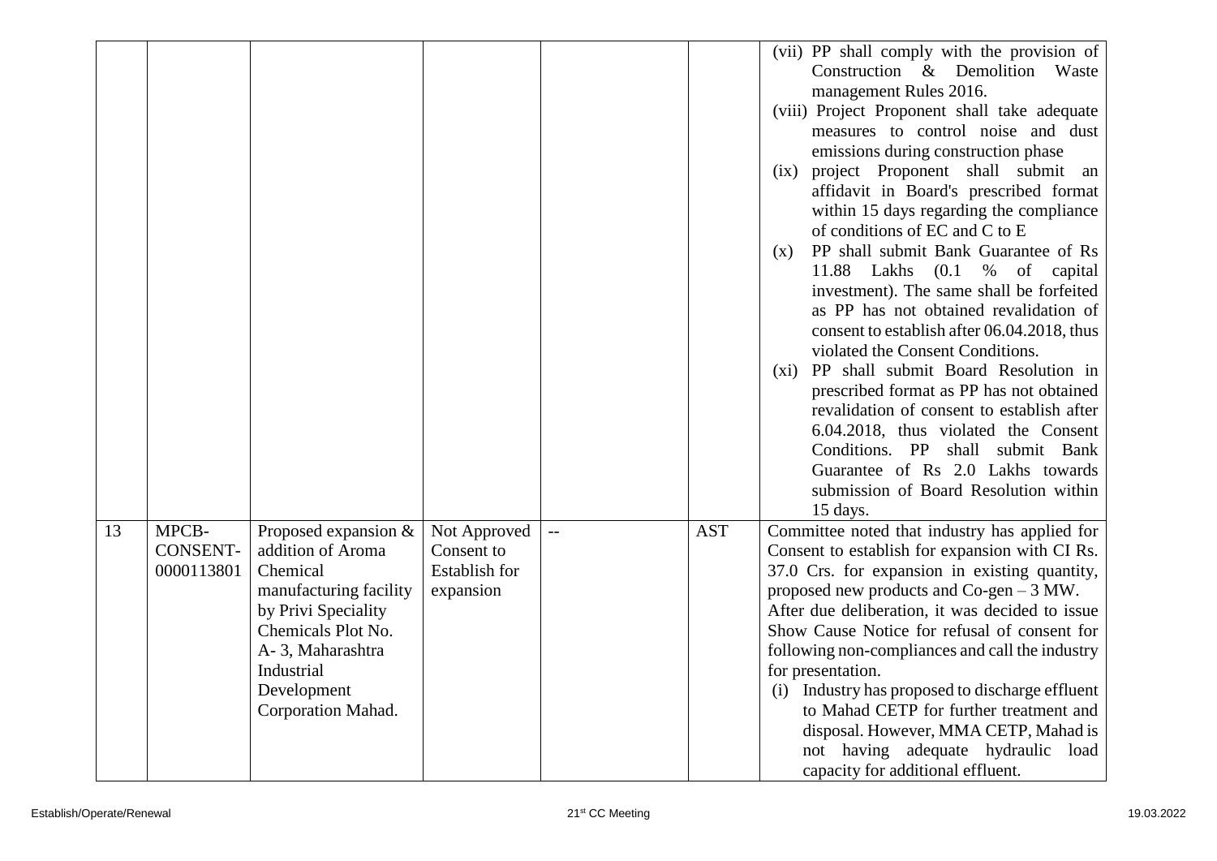| | | | | | | |
|---|---|---|---|---|---|---|
| | | | | | | (vii) PP shall comply with the provision of Construction & Demolition Waste management Rules 2016.<br>(viii) Project Proponent shall take adequate measures to control noise and dust emissions during construction phase<br>(ix) project Proponent shall submit an affidavit in Board's prescribed format within 15 days regarding the compliance of conditions of EC and C to E<br>(x) PP shall submit Bank Guarantee of Rs 11.88 Lakhs (0.1 % of capital investment). The same shall be forfeited as PP has not obtained revalidation of consent to establish after 06.04.2018, thus violated the Consent Conditions.<br>(xi) PP shall submit Board Resolution in prescribed format as PP has not obtained revalidation of consent to establish after 6.04.2018, thus violated the Consent Conditions. PP shall submit Bank Guarantee of Rs 2.0 Lakhs towards submission of Board Resolution within 15 days. |
| 13 | MPCB-CONSENT-0000113801 | Proposed expansion & addition of Aroma Chemical manufacturing facility by Privi Speciality Chemicals Plot No. A- 3, Maharashtra Industrial Development Corporation Mahad. | Not Approved Consent to Establish for expansion | -- | AST | Committee noted that industry has applied for Consent to establish for expansion with CI Rs. 37.0 Crs. for expansion in existing quantity, proposed new products and Co-gen – 3 MW.<br>After due deliberation, it was decided to issue Show Cause Notice for refusal of consent for following non-compliances and call the industry for presentation.<br>(i) Industry has proposed to discharge effluent to Mahad CETP for further treatment and disposal. However, MMA CETP, Mahad is not having adequate hydraulic load capacity for additional effluent. |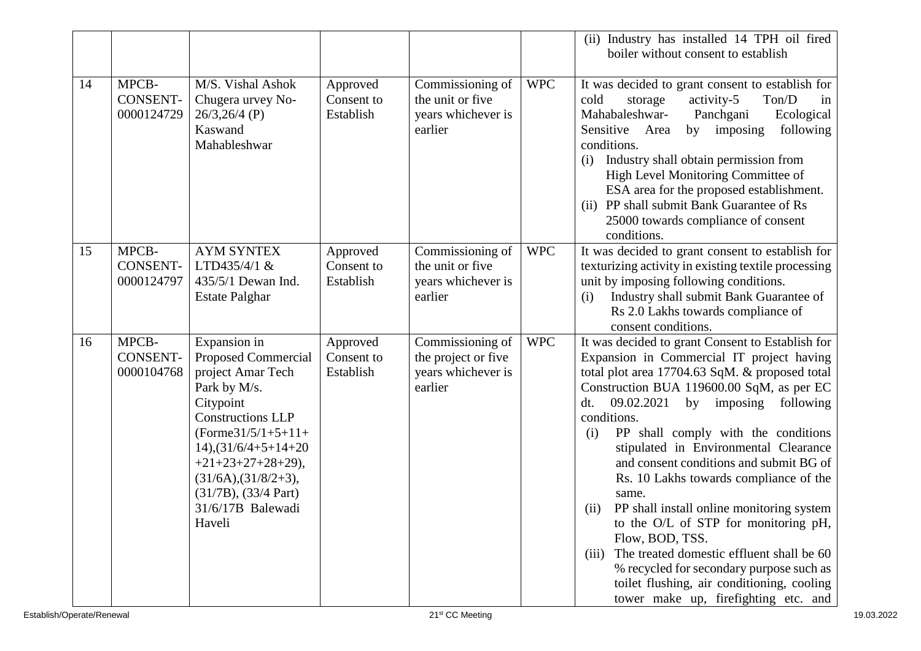| | | | | | | |
|---|---|---|---|---|---|---|
| | | | | | | (ii) Industry has installed 14 TPH oil fired boiler without consent to establish |
| 14 | MPCB-CONSENT-0000124729 | M/S. Vishal Ashok Chugera urvey No-26/3,26/4 (P) Kaswand Mahableshwar | Approved Consent to Establish | Commissioning of the unit or five years whichever is earlier | WPC | It was decided to grant consent to establish for cold storage activity-5 Ton/D in Mahabaleshwar- Panchgani Ecological Sensitive Area by imposing following conditions.<br>(i) Industry shall obtain permission from High Level Monitoring Committee of ESA area for the proposed establishment.<br>(ii) PP shall submit Bank Guarantee of Rs 25000 towards compliance of consent conditions. |
| 15 | MPCB-CONSENT-0000124797 | AYM SYNTEX LTD435/4/1 & 435/5/1 Dewan Ind. Estate Palghar | Approved Consent to Establish | Commissioning of the unit or five years whichever is earlier | WPC | It was decided to grant consent to establish for texturizing activity in existing textile processing unit by imposing following conditions.<br>(i) Industry shall submit Bank Guarantee of Rs 2.0 Lakhs towards compliance of consent conditions. |
| 16 | MPCB-CONSENT-0000104768 | Expansion in Proposed Commercial project Amar Tech Park by M/s. Citypoint Constructions LLP (Forme31/5/1+5+11+14),(31/6/4+5+14+20+21+23+27+28+29), (31/6A),(31/8/2+3), (31/7B), (33/4 Part) 31/6/17B Balewadi Haveli | Approved Consent to Establish | Commissioning of the project or five years whichever is earlier | WPC | It was decided to grant Consent to Establish for Expansion in Commercial IT project having total plot area 17704.63 SqM. & proposed total Construction BUA 119600.00 SqM, as per EC dt. 09.02.2021 by imposing following conditions.<br>(i) PP shall comply with the conditions stipulated in Environmental Clearance and consent conditions and submit BG of Rs. 10 Lakhs towards compliance of the same.<br>(ii) PP shall install online monitoring system to the O/L of STP for monitoring pH, Flow, BOD, TSS.<br>(iii) The treated domestic effluent shall be 60 % recycled for secondary purpose such as toilet flushing, air conditioning, cooling tower make up, firefighting etc. and |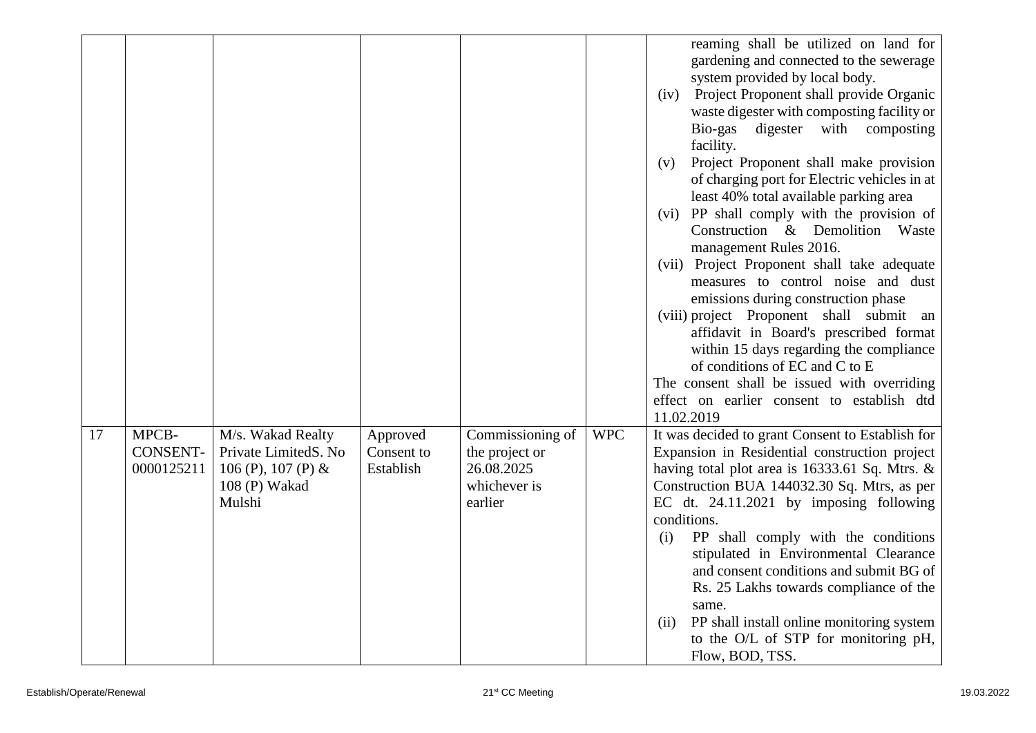| | | | | | | |
|---|---|---|---|---|---|---|
| | | | | | | reaming shall be utilized on land for gardening and connected to the sewerage system provided by local body.<br>(iv) Project Proponent shall provide Organic waste digester with composting facility or Bio-gas digester with composting facility.<br>(v) Project Proponent shall make provision of charging port for Electric vehicles in at least 40% total available parking area<br>(vi) PP shall comply with the provision of Construction & Demolition Waste management Rules 2016.<br>(vii) Project Proponent shall take adequate measures to control noise and dust emissions during construction phase<br>(viii) project Proponent shall submit an affidavit in Board's prescribed format within 15 days regarding the compliance of conditions of EC and C to E<br>The consent shall be issued with overriding effect on earlier consent to establish dtd 11.02.2019 |
| 17 | MPCB-CONSENT-0000125211 | M/s. Wakad Realty Private LimitedS. No 106 (P), 107 (P) & 108 (P) Wakad Mulshi | Approved Consent to Establish | Commissioning of the project or 26.08.2025 whichever is earlier | WPC | It was decided to grant Consent to Establish for Expansion in Residential construction project having total plot area is 16333.61 Sq. Mtrs. & Construction BUA 144032.30 Sq. Mtrs, as per EC dt. 24.11.2021 by imposing following conditions.<br>(i) PP shall comply with the conditions stipulated in Environmental Clearance and consent conditions and submit BG of Rs. 25 Lakhs towards compliance of the same.<br>(ii) PP shall install online monitoring system to the O/L of STP for monitoring pH, Flow, BOD, TSS. |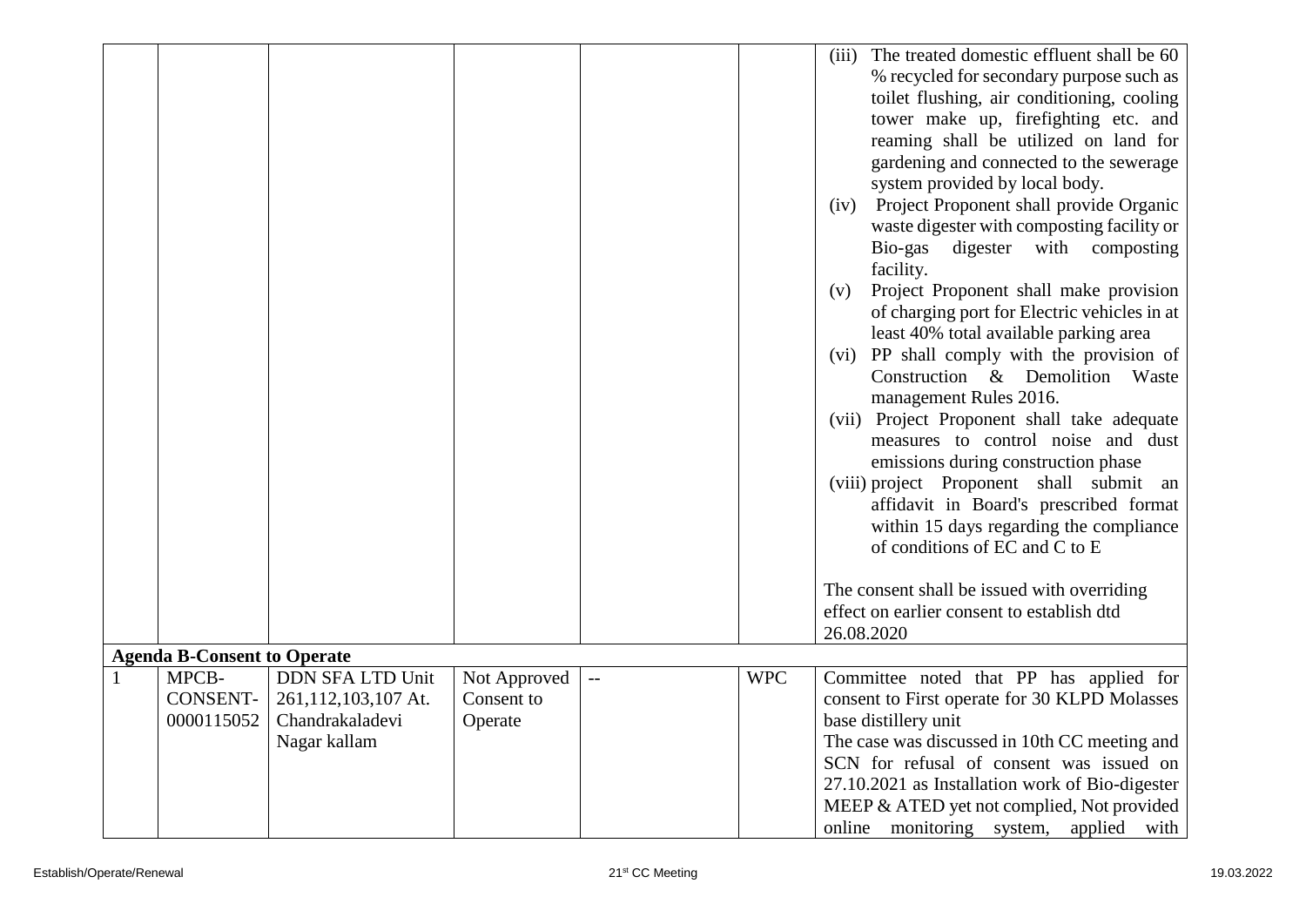| | | | | | | |
|---|---|---|---|---|---|---|
| | | | | | | (iii) The treated domestic effluent shall be 60 % recycled for secondary purpose such as toilet flushing, air conditioning, cooling tower make up, firefighting etc. and reaming shall be utilized on land for gardening and connected to the sewerage system provided by local body.<br>(iv) Project Proponent shall provide Organic waste digester with composting facility or Bio-gas digester with composting facility.<br>(v) Project Proponent shall make provision of charging port for Electric vehicles in at least 40% total available parking area<br>(vi) PP shall comply with the provision of Construction & Demolition Waste management Rules 2016.<br>(vii) Project Proponent shall take adequate measures to control noise and dust emissions during construction phase<br>(viii) project Proponent shall submit an affidavit in Board's prescribed format within 15 days regarding the compliance of conditions of EC and C to E<br><br>The consent shall be issued with overriding effect on earlier consent to establish dtd 26.08.2020 |
| **Agenda B-Consent to Operate** | | | | | | |
| 1 | MPCB-CONSENT-0000115052 | DDN SFA LTD Unit 261,112,103,107 At. Chandrakaladevi Nagar kallam | Not Approved Consent to Operate | -- | WPC | Committee noted that PP has applied for consent to First operate for 30 KLPD Molasses base distillery unit<br>The case was discussed in 10th CC meeting and SCN for refusal of consent was issued on 27.10.2021 as Installation work of Bio-digester MEEP & ATED yet not complied, Not provided online monitoring system, applied with |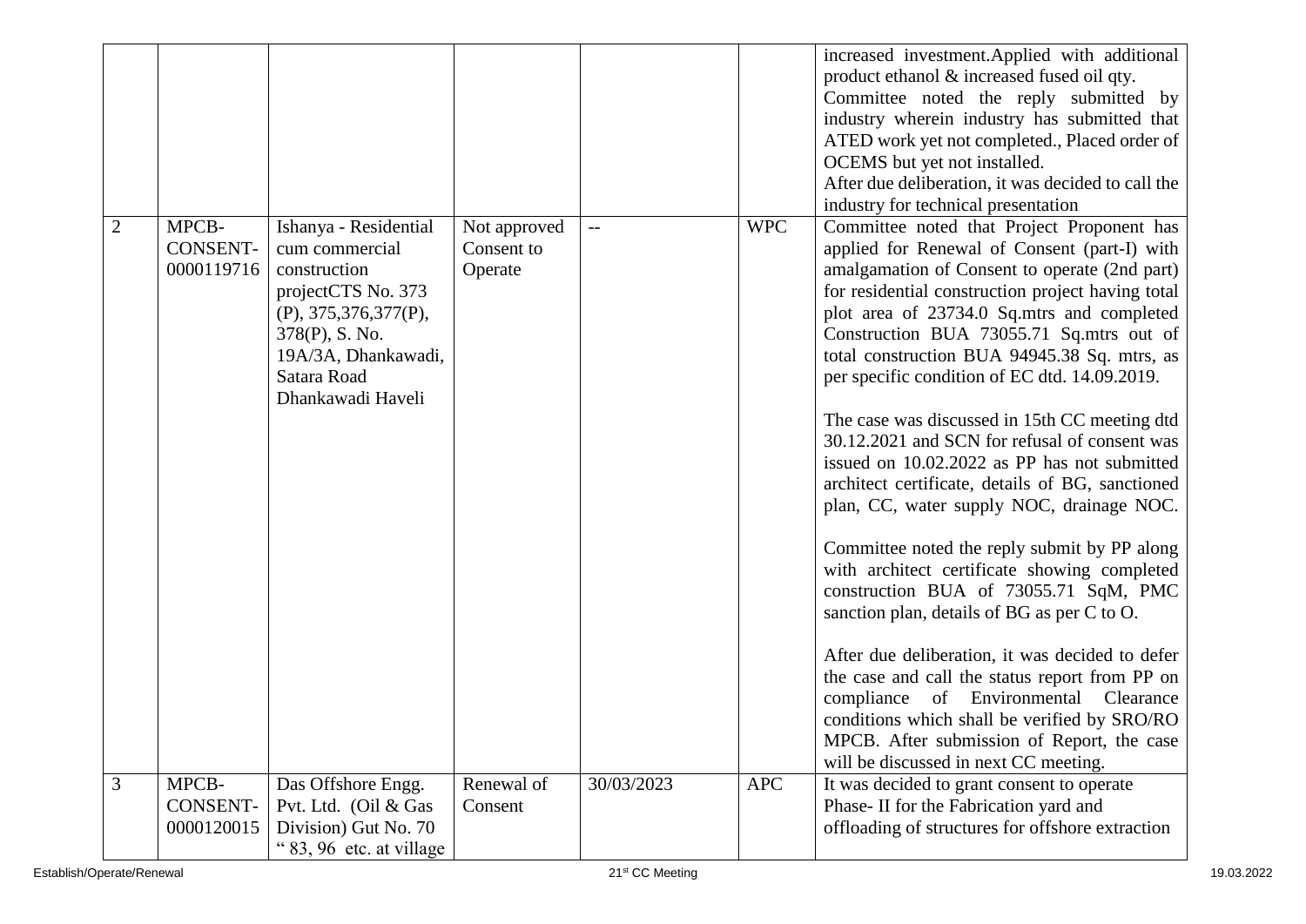| | | | | | | increased investment.Applied with additional product ethanol & increased fused oil qty.<br>Committee noted the reply submitted by industry wherein industry has submitted that ATED work yet not completed., Placed order of OCEMS but yet not installed.<br>After due deliberation, it was decided to call the industry for technical presentation |
|---|---|---|---|---|---|---|
| 2 | MPCB-CONSENT-0000119716 | Ishanya - Residential cum commercial construction projectCTS No. 373 (P), 375,376,377(P), 378(P), S. No. 19A/3A, Dhankawadi, Satara Road Dhankawadi Haveli | Not approved Consent to Operate | -- | WPC | Committee noted that Project Proponent has applied for Renewal of Consent (part-I) with amalgamation of Consent to operate (2nd part) for residential construction project having total plot area of 23734.0 Sq.mtrs and completed Construction BUA 73055.71 Sq.mtrs out of total construction BUA 94945.38 Sq. mtrs, as per specific condition of EC dtd. 14.09.2019.<br><br>The case was discussed in 15th CC meeting dtd 30.12.2021 and SCN for refusal of consent was issued on 10.02.2022 as PP has not submitted architect certificate, details of BG, sanctioned plan, CC, water supply NOC, drainage NOC.<br><br>Committee noted the reply submit by PP along with architect certificate showing completed construction BUA of 73055.71 SqM, PMC sanction plan, details of BG as per C to O.<br><br>After due deliberation, it was decided to defer the case and call the status report from PP on compliance of Environmental Clearance conditions which shall be verified by SRO/RO MPCB. After submission of Report, the case will be discussed in next CC meeting. |
| 3 | MPCB-CONSENT-0000120015 | Das Offshore Engg. Pvt. Ltd. (Oil & Gas Division) Gut No. 70 " 83, 96 etc. at village | Renewal of Consent | 30/03/2023 | APC | It was decided to grant consent to operate Phase- II for the Fabrication yard and offloading of structures for offshore extraction |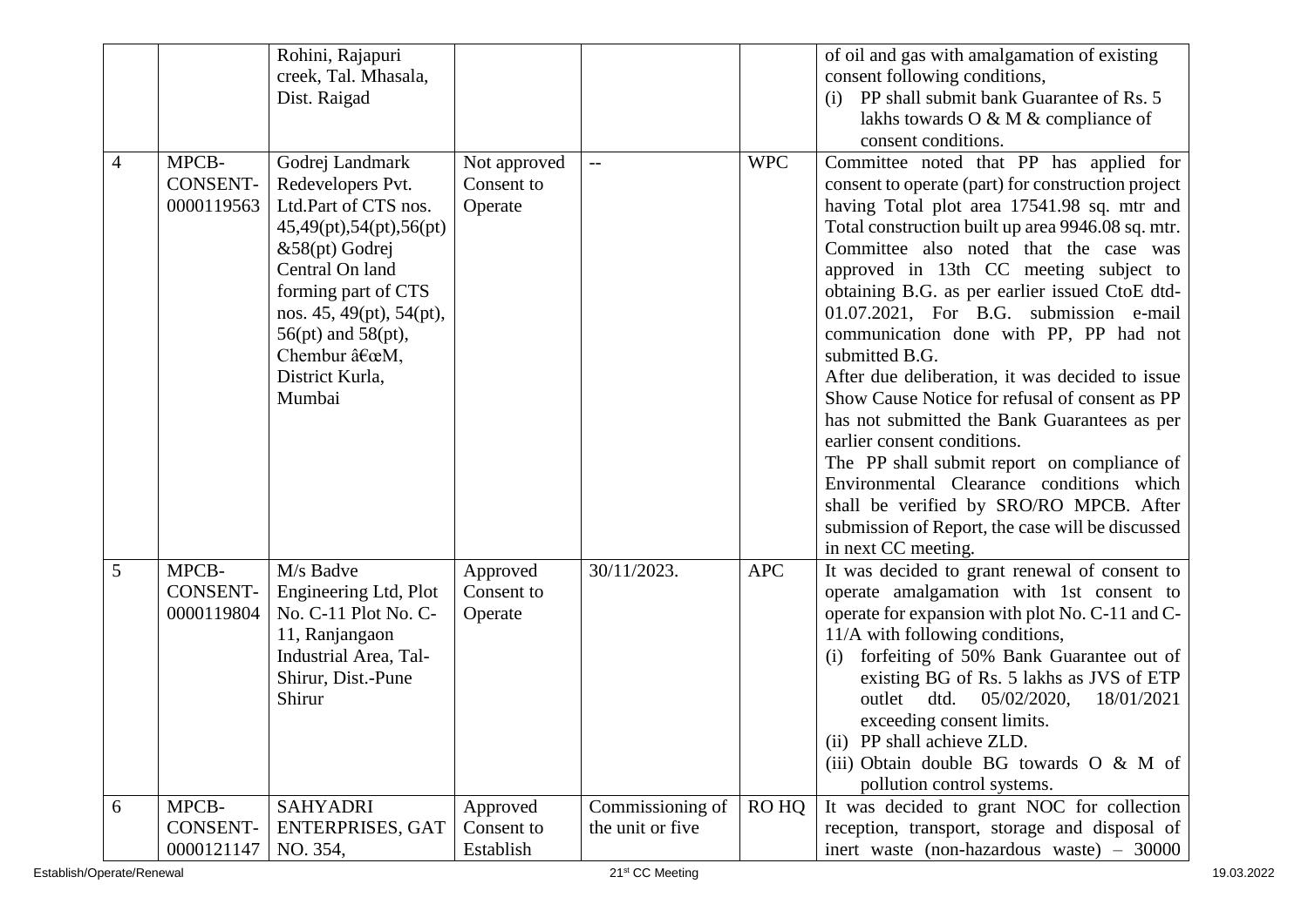| | | Rohini, Rajapuri creek, Tal. Mhasala, Dist. Raigad | | | | of oil and gas with amalgamation of existing consent following conditions,<br>(i) PP shall submit bank Guarantee of Rs. 5 lakhs towards O & M & compliance of consent conditions. |
|---|---|---|---|---|---|---|
| 4 | MPCB-CONSENT-0000119563 | Godrej Landmark Redevelopers Pvt. Ltd.Part of CTS nos. 45,49(pt),54(pt),56(pt) &58(pt) Godrej Central On land forming part of CTS nos. 45, 49(pt), 54(pt), 56(pt) and 58(pt), Chembur â€œM, District Kurla, Mumbai | Not approved Consent to Operate | -- | WPC | Committee noted that PP has applied for consent to operate (part) for construction project having Total plot area 17541.98 sq. mtr and Total construction built up area 9946.08 sq. mtr. Committee also noted that the case was approved in 13th CC meeting subject to obtaining B.G. as per earlier issued CtoE dtd-01.07.2021, For B.G. submission e-mail communication done with PP, PP had not submitted B.G.<br>After due deliberation, it was decided to issue Show Cause Notice for refusal of consent as PP has not submitted the Bank Guarantees as per earlier consent conditions.<br>The PP shall submit report on compliance of Environmental Clearance conditions which shall be verified by SRO/RO MPCB. After submission of Report, the case will be discussed in next CC meeting. |
| 5 | MPCB-CONSENT-0000119804 | M/s Badve Engineering Ltd, Plot No. C-11 Plot No. C-11, Ranjangaon Industrial Area, Tal-Shirur, Dist.-Pune Shirur | Approved Consent to Operate | 30/11/2023. | APC | It was decided to grant renewal of consent to operate amalgamation with 1st consent to operate for expansion with plot No. C-11 and C-11/A with following conditions,<br>(i) forfeiting of 50% Bank Guarantee out of existing BG of Rs. 5 lakhs as JVS of ETP outlet dtd. 05/02/2020, 18/01/2021 exceeding consent limits.<br>(ii) PP shall achieve ZLD.<br>(iii) Obtain double BG towards O & M of pollution control systems. |
| 6 | MPCB-CONSENT-0000121147 | SAHYADRI ENTERPRISES, GAT NO. 354, | Approved Consent to Establish | Commissioning of the unit or five | RO HQ | It was decided to grant NOC for collection reception, transport, storage and disposal of inert waste (non-hazardous waste) – 30000 |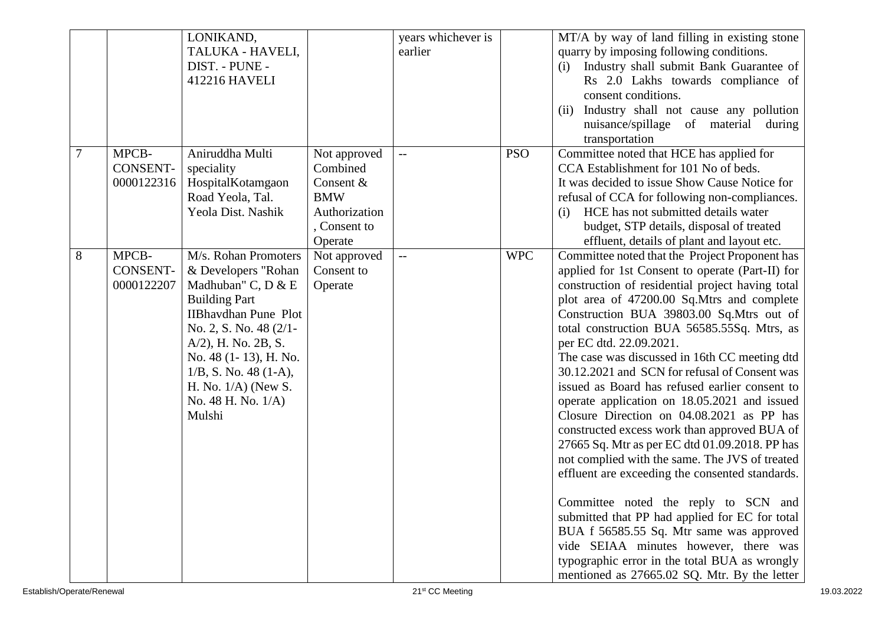| | | | | | | |
|---|---|---|---|---|---|---|
| | | LONIKAND, TALUKA - HAVELI, DIST. - PUNE - 412216 HAVELI | | years whichever is earlier | | MT/A by way of land filling in existing stone quarry by imposing following conditions.<br>(i) Industry shall submit Bank Guarantee of Rs 2.0 Lakhs towards compliance of consent conditions.<br>(ii) Industry shall not cause any pollution nuisance/spillage of material during transportation |
| 7 | MPCB-CONSENT-0000122316 | Aniruddha Multi speciality HospitalKotamgaon Road Yeola, Tal. Yeola Dist. Nashik | Not approved Combined Consent & BMW Authorization , Consent to Operate | -- | PSO | Committee noted that HCE has applied for CCA Establishment for 101 No of beds.<br>It was decided to issue Show Cause Notice for refusal of CCA for following non-compliances.<br>(i) HCE has not submitted details water budget, STP details, disposal of treated effluent, details of plant and layout etc. |
| 8 | MPCB-CONSENT-0000122207 | M/s. Rohan Promoters & Developers "Rohan Madhuban" C, D & E Building Part IIBhavdhan Pune Plot No. 2, S. No. 48 (2/1-A/2), H. No. 2B, S. No. 48 (1- 13), H. No. 1/B, S. No. 48 (1-A), H. No. 1/A) (New S. No. 48 H. No. 1/A) Mulshi | Not approved Consent to Operate | -- | WPC | Committee noted that the Project Proponent has applied for 1st Consent to operate (Part-II) for construction of residential project having total plot area of 47200.00 Sq.Mtrs and complete Construction BUA 39803.00 Sq.Mtrs out of total construction BUA 56585.55Sq. Mtrs, as per EC dtd. 22.09.2021.<br>The case was discussed in 16th CC meeting dtd 30.12.2021 and SCN for refusal of Consent was issued as Board has refused earlier consent to operate application on 18.05.2021 and issued Closure Direction on 04.08.2021 as PP has constructed excess work than approved BUA of 27665 Sq. Mtr as per EC dtd 01.09.2018. PP has not complied with the same. The JVS of treated effluent are exceeding the consented standards.<br><br>Committee noted the reply to SCN and submitted that PP had applied for EC for total BUA f 56585.55 Sq. Mtr same was approved vide SEIAA minutes however, there was typographic error in the total BUA as wrongly mentioned as 27665.02 SQ. Mtr. By the letter |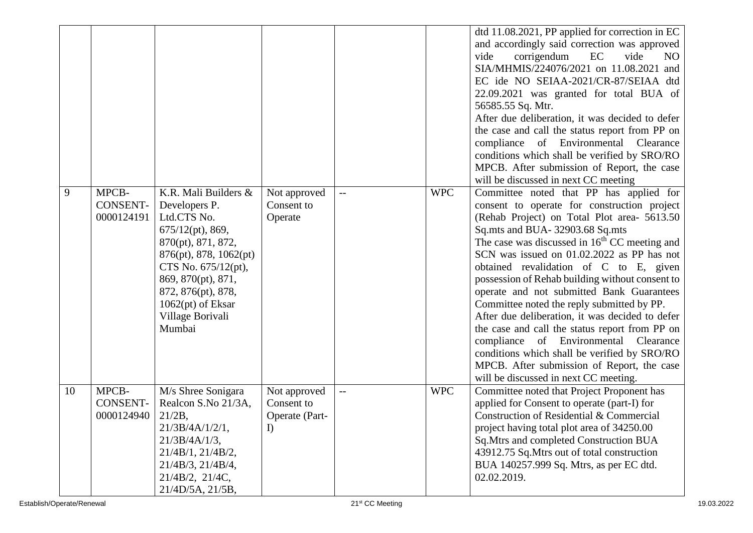| | | | | | | |
|---|---|---|---|---|---|---|
| | | | | | | dtd 11.08.2021, PP applied for correction in EC and accordingly said correction was approved vide corrigendum EC vide NO SIA/MHMIS/224076/2021 on 11.08.2021 and EC ide NO SEIAA-2021/CR-87/SEIAA dtd 22.09.2021 was granted for total BUA of 56585.55 Sq. Mtr.<br>After due deliberation, it was decided to defer the case and call the status report from PP on compliance of Environmental Clearance conditions which shall be verified by SRO/RO MPCB. After submission of Report, the case will be discussed in next CC meeting |
| 9 | MPCB-CONSENT-0000124191 | K.R. Mali Builders & Developers P. Ltd.CTS No. 675/12(pt), 869, 870(pt), 871, 872, 876(pt), 878, 1062(pt) CTS No. 675/12(pt), 869, 870(pt), 871, 872, 876(pt), 878, 1062(pt) of Eksar Village Borivali Mumbai | Not approved Consent to Operate | -- | WPC | Committee noted that PP has applied for consent to operate for construction project (Rehab Project) on Total Plot area- 5613.50 Sq.mts and BUA- 32903.68 Sq.mts<br>The case was discussed in 16th CC meeting and SCN was issued on 01.02.2022 as PP has not obtained revalidation of C to E, given possession of Rehab building without consent to operate and not submitted Bank Guarantees Committee noted the reply submitted by PP.<br>After due deliberation, it was decided to defer the case and call the status report from PP on compliance of Environmental Clearance conditions which shall be verified by SRO/RO MPCB. After submission of Report, the case will be discussed in next CC meeting. |
| 10 | MPCB-CONSENT-0000124940 | M/s Shree Sonigara Realcon S.No 21/3A, 21/2B, 21/3B/4A/1/2/1, 21/3B/4A/1/3, 21/4B/1, 21/4B/2, 21/4B/3, 21/4B/4, 21/4B/2, 21/4C, 21/4D/5A, 21/5B, | Not approved Consent to Operate (Part-I) | -- | WPC | Committee noted that Project Proponent has applied for Consent to operate (part-I) for Construction of Residential & Commercial project having total plot area of 34250.00 Sq.Mtrs and completed Construction BUA 43912.75 Sq.Mtrs out of total construction BUA 140257.999 Sq. Mtrs, as per EC dtd. 02.02.2019. |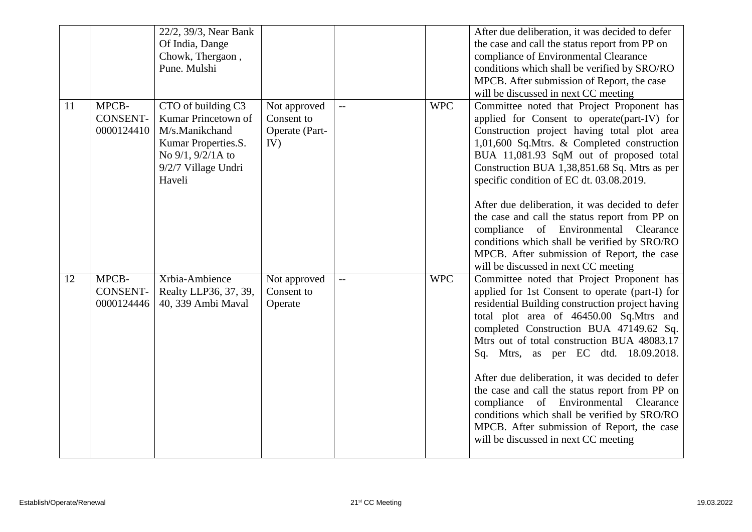| | | | | | | |
|---|---|---|---|---|---|---|
| | | 22/2, 39/3, Near Bank Of India, Dange Chowk, Thergaon , Pune. Mulshi | | | | After due deliberation, it was decided to defer the case and call the status report from PP on compliance of Environmental Clearance conditions which shall be verified by SRO/RO MPCB. After submission of Report, the case will be discussed in next CC meeting |
| 11 | MPCB-CONSENT-0000124410 | CTO of building C3 Kumar Princetown of M/s.Manikchand Kumar Properties.S. No 9/1, 9/2/1A to 9/2/7 Village Undri Haveli | Not approved Consent to Operate (Part-IV) | -- | WPC | Committee noted that Project Proponent has applied for Consent to operate(part-IV) for Construction project having total plot area 1,01,600 Sq.Mtrs. & Completed construction BUA 11,081.93 SqM out of proposed total Construction BUA 1,38,851.68 Sq. Mtrs as per specific condition of EC dt. 03.08.2019.<br><br>After due deliberation, it was decided to defer the case and call the status report from PP on compliance of Environmental Clearance conditions which shall be verified by SRO/RO MPCB. After submission of Report, the case will be discussed in next CC meeting |
| 12 | MPCB-CONSENT-0000124446 | Xrbia-Ambience Realty LLP36, 37, 39, 40, 339 Ambi Maval | Not approved Consent to Operate | -- | WPC | Committee noted that Project Proponent has applied for 1st Consent to operate (part-I) for residential Building construction project having total plot area of 46450.00 Sq.Mtrs and completed Construction BUA 47149.62 Sq. Mtrs out of total construction BUA 48083.17 Sq. Mtrs, as per EC dtd. 18.09.2018.<br><br>After due deliberation, it was decided to defer the case and call the status report from PP on compliance of Environmental Clearance conditions which shall be verified by SRO/RO MPCB. After submission of Report, the case will be discussed in next CC meeting |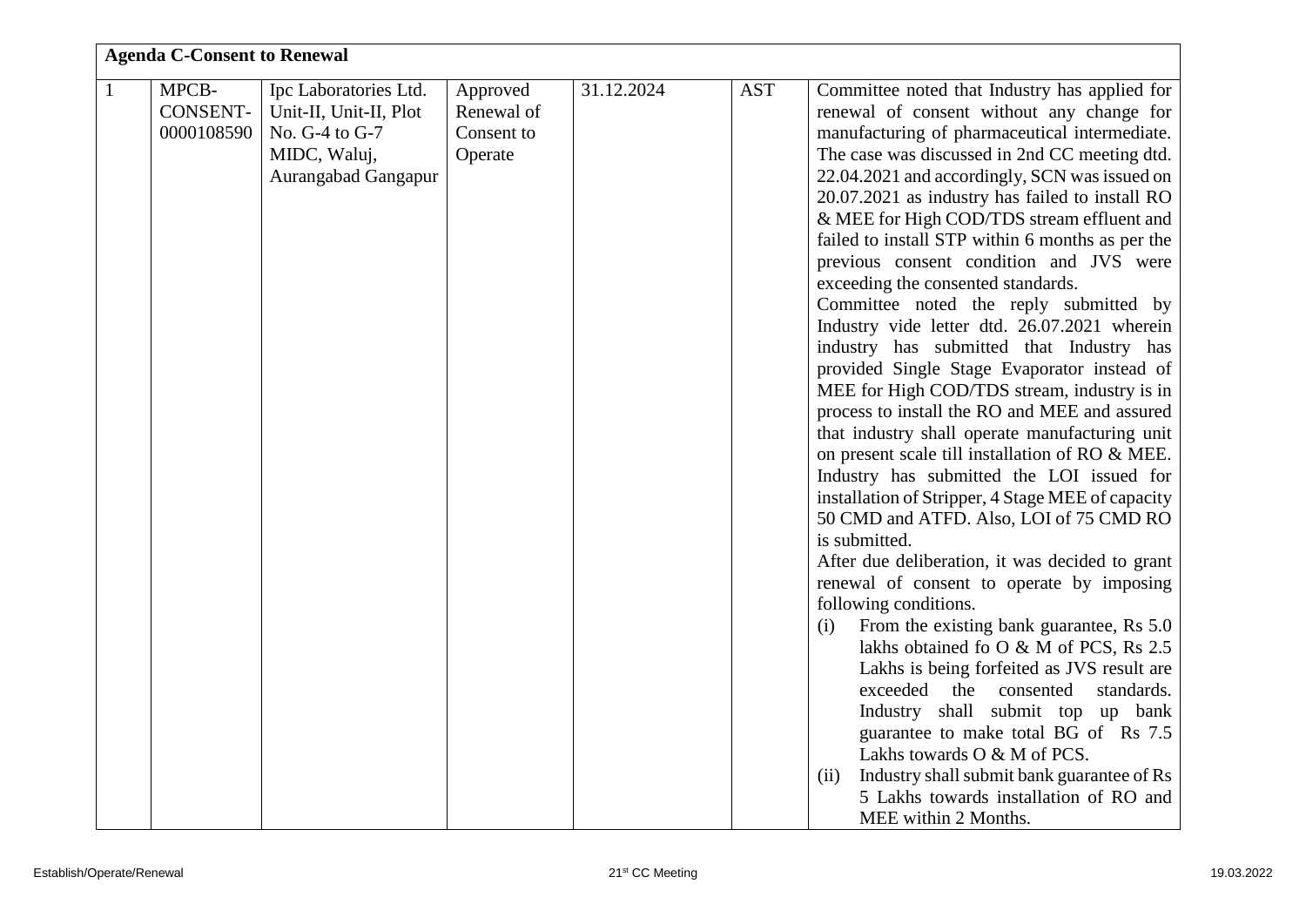| **Agenda C-Consent to Renewal** | | | | | | |
|---|---|---|---|---|---|---|
| 1 | MPCB-CONSENT-0000108590 | Ipc Laboratories Ltd. Unit-II, Unit-II, Plot No. G-4 to G-7 MIDC, Waluj, Aurangabad Gangapur | Approved Renewal of Consent to Operate | 31.12.2024 | AST | Committee noted that Industry has applied for renewal of consent without any change for manufacturing of pharmaceutical intermediate. The case was discussed in 2nd CC meeting dtd. 22.04.2021 and accordingly, SCN was issued on 20.07.2021 as industry has failed to install RO & MEE for High COD/TDS stream effluent and failed to install STP within 6 months as per the previous consent condition and JVS were exceeding the consented standards.<br>Committee noted the reply submitted by Industry vide letter dtd. 26.07.2021 wherein industry has submitted that Industry has provided Single Stage Evaporator instead of MEE for High COD/TDS stream, industry is in process to install the RO and MEE and assured that industry shall operate manufacturing unit on present scale till installation of RO & MEE. Industry has submitted the LOI issued for installation of Stripper, 4 Stage MEE of capacity 50 CMD and ATFD. Also, LOI of 75 CMD RO is submitted.<br>After due deliberation, it was decided to grant renewal of consent to operate by imposing following conditions.<br>(i) From the existing bank guarantee, Rs 5.0 lakhs obtained fo O & M of PCS, Rs 2.5 Lakhs is being forfeited as JVS result are exceeded the consented standards. Industry shall submit top up bank guarantee to make total BG of Rs 7.5 Lakhs towards O & M of PCS.<br>(ii) Industry shall submit bank guarantee of Rs 5 Lakhs towards installation of RO and MEE within 2 Months. |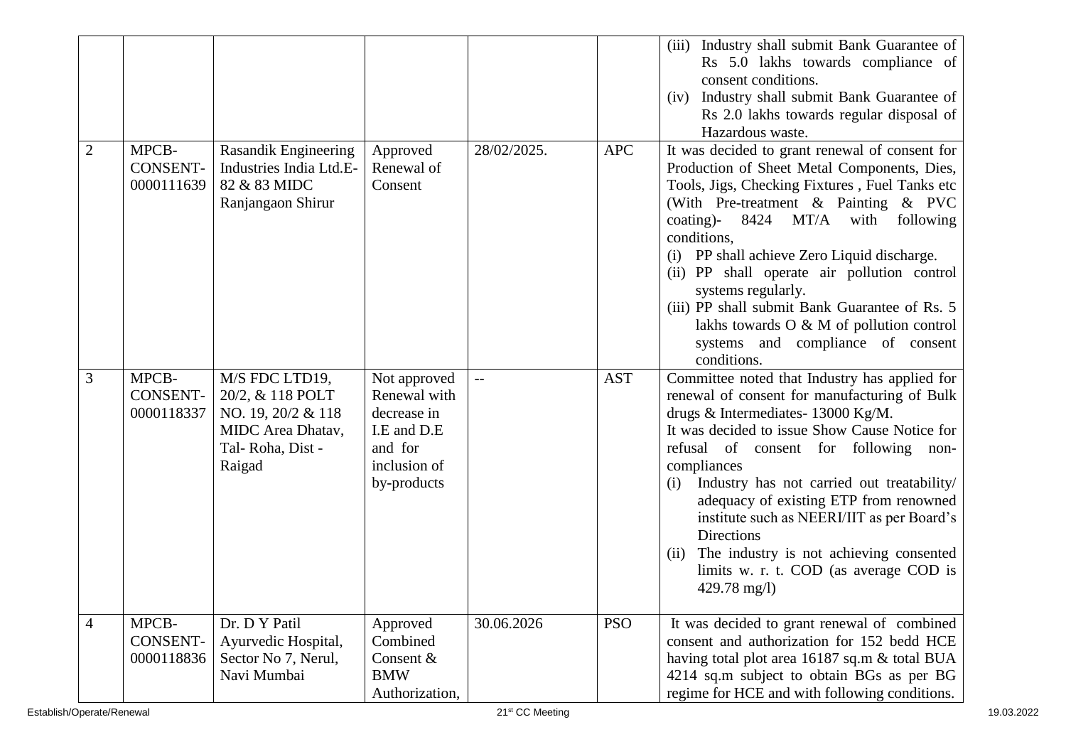| | | | | | | |
|---|---|---|---|---|---|---|
| | | | | | | (iii) Industry shall submit Bank Guarantee of Rs 5.0 lakhs towards compliance of consent conditions.<br>(iv) Industry shall submit Bank Guarantee of Rs 2.0 lakhs towards regular disposal of Hazardous waste. |
| 2 | MPCB-CONSENT-0000111639 | Rasandik Engineering Industries India Ltd.E-82 & 83 MIDC Ranjangaon Shirur | Approved Renewal of Consent | 28/02/2025. | APC | It was decided to grant renewal of consent for Production of Sheet Metal Components, Dies, Tools, Jigs, Checking Fixtures , Fuel Tanks etc (With Pre-treatment & Painting & PVC coating)- 8424 MT/A with following conditions,<br>(i) PP shall achieve Zero Liquid discharge.<br>(ii) PP shall operate air pollution control systems regularly.<br>(iii) PP shall submit Bank Guarantee of Rs. 5 lakhs towards O & M of pollution control systems and compliance of consent conditions. |
| 3 | MPCB-CONSENT-0000118337 | M/S FDC LTD19, 20/2, & 118 POLT NO. 19, 20/2 & 118 MIDC Area Dhatav, Tal- Roha, Dist - Raigad | Not approved Renewal with decrease in I.E and D.E and for inclusion of by-products | -- | AST | Committee noted that Industry has applied for renewal of consent for manufacturing of Bulk drugs & Intermediates- 13000 Kg/M.<br>It was decided to issue Show Cause Notice for refusal of consent for following non-compliances<br>(i) Industry has not carried out treatability/ adequacy of existing ETP from renowned institute such as NEERI/IIT as per Board's Directions<br>(ii) The industry is not achieving consented limits w. r. t. COD (as average COD is 429.78 mg/l) |
| 4 | MPCB-CONSENT-0000118836 | Dr. D Y Patil Ayurvedic Hospital, Sector No 7, Nerul, Navi Mumbai | Approved Combined Consent & BMW Authorization, | 30.06.2026 | PSO | It was decided to grant renewal of combined consent and authorization for 152 bedd HCE having total plot area 16187 sq.m & total BUA 4214 sq.m subject to obtain BGs as per BG regime for HCE and with following conditions. |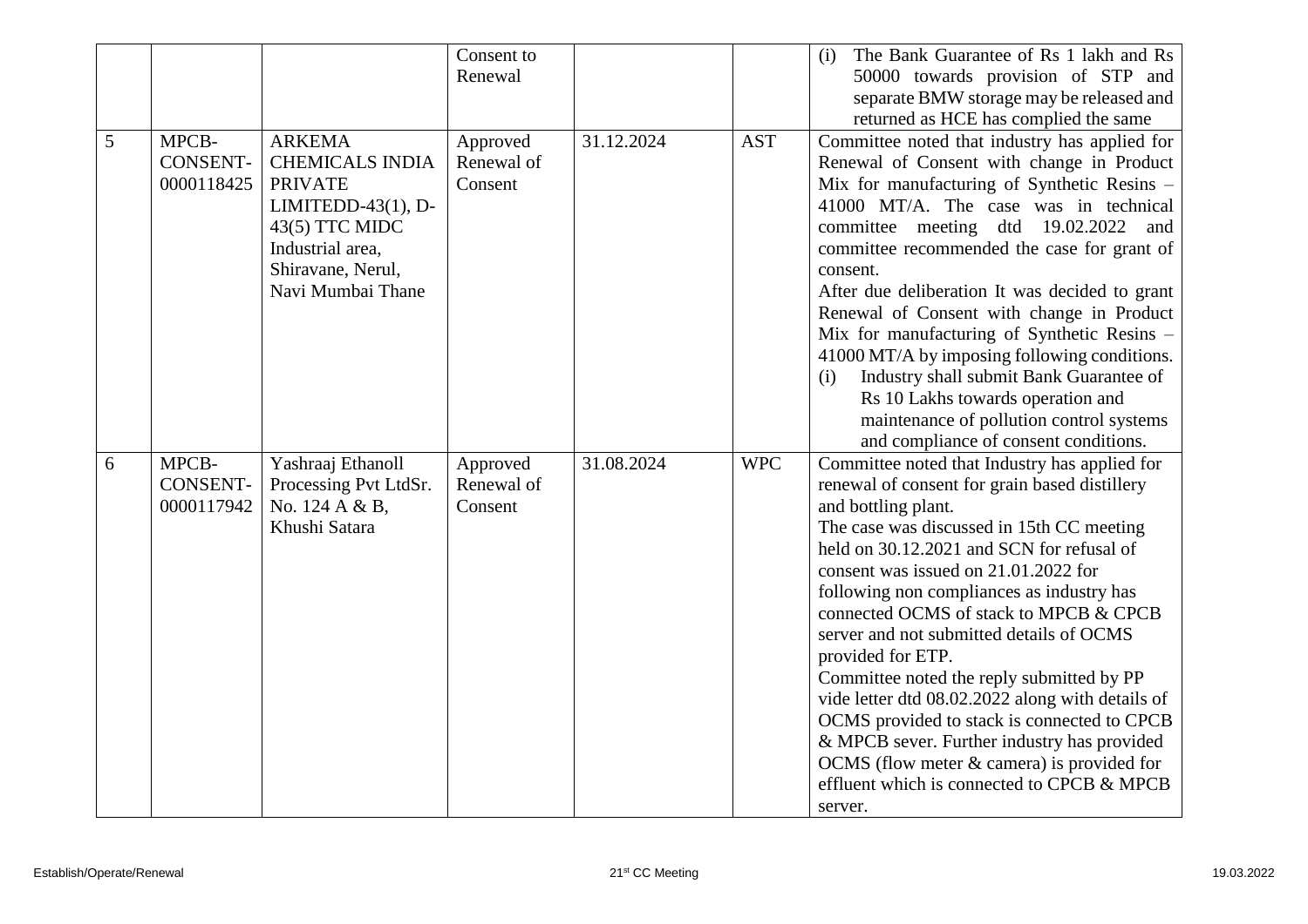|  |  |  | Consent to Renewal |  |  | (i) The Bank Guarantee of Rs 1 lakh and Rs 50000 towards provision of STP and separate BMW storage may be released and returned as HCE has complied the same |
|---|---|---|---|---|---|---|
| 5 | MPCB-CONSENT-0000118425 | ARKEMA CHEMICALS INDIA PRIVATE LIMITEDD-43(1), D-43(5) TTC MIDC Industrial area, Shiravane, Nerul, Navi Mumbai Thane | Approved Renewal of Consent | 31.12.2024 | AST | Committee noted that industry has applied for Renewal of Consent with change in Product Mix for manufacturing of Synthetic Resins – 41000 MT/A. The case was in technical committee meeting dtd 19.02.2022 and committee recommended the case for grant of consent.<br>After due deliberation It was decided to grant Renewal of Consent with change in Product Mix for manufacturing of Synthetic Resins – 41000 MT/A by imposing following conditions.<br>(i) Industry shall submit Bank Guarantee of Rs 10 Lakhs towards operation and maintenance of pollution control systems and compliance of consent conditions. |
| 6 | MPCB-CONSENT-0000117942 | Yashraaj Ethanoll Processing Pvt LtdSr. No. 124 A & B, Khushi Satara | Approved Renewal of Consent | 31.08.2024 | WPC | Committee noted that Industry has applied for renewal of consent for grain based distillery and bottling plant.<br>The case was discussed in 15th CC meeting held on 30.12.2021 and SCN for refusal of consent was issued on 21.01.2022 for following non compliances as industry has connected OCMS of stack to MPCB & CPCB server and not submitted details of OCMS provided for ETP.<br>Committee noted the reply submitted by PP vide letter dtd 08.02.2022 along with details of OCMS provided to stack is connected to CPCB & MPCB sever. Further industry has provided OCMS (flow meter & camera) is provided for effluent which is connected to CPCB & MPCB server. |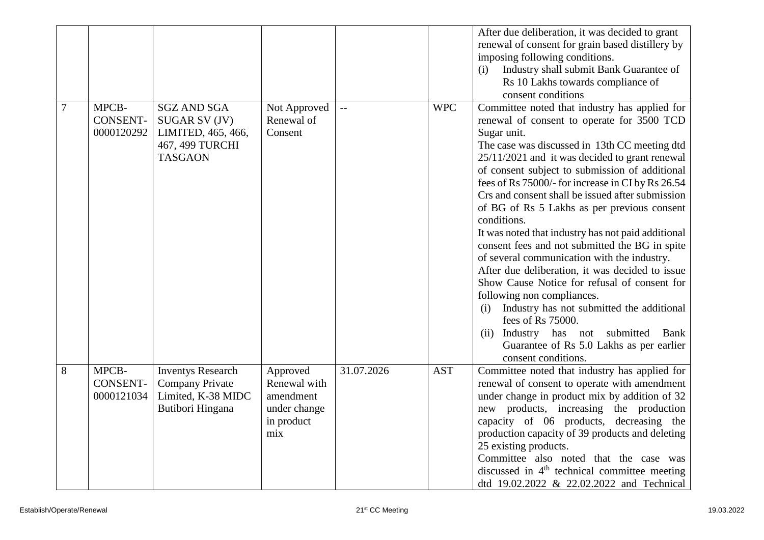| | | | | | | |
|---|---|---|---|---|---|---|
| | | | | | | After due deliberation, it was decided to grant renewal of consent for grain based distillery by imposing following conditions.<br>(i) Industry shall submit Bank Guarantee of Rs 10 Lakhs towards compliance of consent conditions |
| 7 | MPCB-CONSENT-0000120292 | SGZ AND SGA SUGAR SV (JV) LIMITED, 465, 466, 467, 499 TURCHI TASGAON | Not Approved Renewal of Consent | -- | WPC | Committee noted that industry has applied for renewal of consent to operate for 3500 TCD Sugar unit.<br>The case was discussed in 13th CC meeting dtd 25/11/2021 and it was decided to grant renewal of consent subject to submission of additional fees of Rs 75000/- for increase in CI by Rs 26.54 Crs and consent shall be issued after submission of BG of Rs 5 Lakhs as per previous consent conditions.<br>It was noted that industry has not paid additional consent fees and not submitted the BG in spite of several communication with the industry.<br>After due deliberation, it was decided to issue Show Cause Notice for refusal of consent for following non compliances.<br>(i) Industry has not submitted the additional fees of Rs 75000.<br>(ii) Industry has not submitted Bank Guarantee of Rs 5.0 Lakhs as per earlier consent conditions. |
| 8 | MPCB-CONSENT-0000121034 | Inventys Research Company Private Limited, K-38 MIDC Butibori Hingana | Approved Renewal with amendment under change in product mix | 31.07.2026 | AST | Committee noted that industry has applied for renewal of consent to operate with amendment under change in product mix by addition of 32 new products, increasing the production capacity of 06 products, decreasing the production capacity of 39 products and deleting 25 existing products.<br>Committee also noted that the case was discussed in 4th technical committee meeting dtd 19.02.2022 & 22.02.2022 and Technical |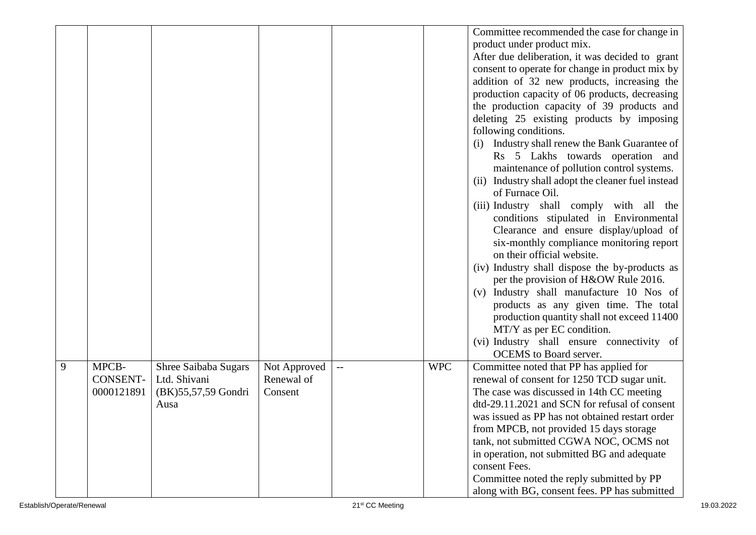| | | | | | | |
|---|---|---|---|---|---|---|
| | | | | | | Committee recommended the case for change in product under product mix.<br>After due deliberation, it was decided to grant consent to operate for change in product mix by addition of 32 new products, increasing the production capacity of 06 products, decreasing the production capacity of 39 products and deleting 25 existing products by imposing following conditions.<br>(i) Industry shall renew the Bank Guarantee of Rs 5 Lakhs towards operation and maintenance of pollution control systems.<br>(ii) Industry shall adopt the cleaner fuel instead of Furnace Oil.<br>(iii) Industry shall comply with all the conditions stipulated in Environmental Clearance and ensure display/upload of six-monthly compliance monitoring report on their official website.<br>(iv) Industry shall dispose the by-products as per the provision of H&OW Rule 2016.<br>(v) Industry shall manufacture 10 Nos of products as any given time. The total production quantity shall not exceed 11400 MT/Y as per EC condition.<br>(vi) Industry shall ensure connectivity of OCEMS to Board server. |
| 9 | MPCB-CONSENT-0000121891 | Shree Saibaba Sugars Ltd. Shivani (BK)55,57,59 Gondri Ausa | Not Approved Renewal of Consent | -- | WPC | Committee noted that PP has applied for renewal of consent for 1250 TCD sugar unit. The case was discussed in 14th CC meeting dtd-29.11.2021 and SCN for refusal of consent was issued as PP has not obtained restart order from MPCB, not provided 15 days storage tank, not submitted CGWA NOC, OCMS not in operation, not submitted BG and adequate consent Fees.<br>Committee noted the reply submitted by PP along with BG, consent fees. PP has submitted |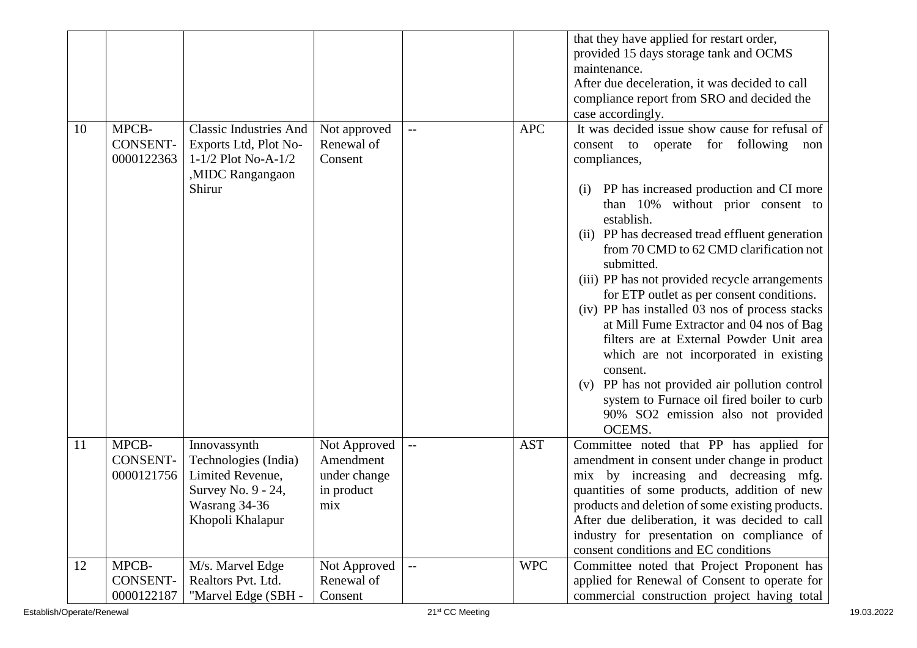|  |  |  |  |  |  | that they have applied for restart order, provided 15 days storage tank and OCMS maintenance.<br>After due deceleration, it was decided to call compliance report from SRO and decided the case accordingly. |
|---|---|---|---|---|---|---|
| 10 | MPCB-CONSENT-0000122363 | Classic Industries And Exports Ltd, Plot No-1-1/2 Plot No-A-1/2 ,MIDC Rangangaon Shirur | Not approved Renewal of Consent | -- | APC | It was decided issue show cause for refusal of consent to operate for following non compliances,<br>(i) PP has increased production and CI more than 10% without prior consent to establish.<br>(ii) PP has decreased tread effluent generation from 70 CMD to 62 CMD clarification not submitted.<br>(iii) PP has not provided recycle arrangements for ETP outlet as per consent conditions.<br>(iv) PP has installed 03 nos of process stacks at Mill Fume Extractor and 04 nos of Bag filters are at External Powder Unit area which are not incorporated in existing consent.<br>(v) PP has not provided air pollution control system to Furnace oil fired boiler to curb 90% $SO_2$ emission also not provided OCEMS. |
| 11 | MPCB-CONSENT-0000121756 | Innovassynth Technologies (India) Limited Revenue, Survey No. 9 - 24, Wasrang 34-36 Khopoli Khalapur | Not Approved Amendment under change in product mix | -- | AST | Committee noted that PP has applied for amendment in consent under change in product mix by increasing and decreasing mfg. quantities of some products, addition of new products and deletion of some existing products. After due deliberation, it was decided to call industry for presentation on compliance of consent conditions and EC conditions |
| 12 | MPCB-CONSENT-0000122187 | M/s. Marvel Edge Realtors Pvt. Ltd. "Marvel Edge (SBH - | Not Approved Renewal of Consent | -- | WPC | Committee noted that Project Proponent has applied for Renewal of Consent to operate for commercial construction project having total |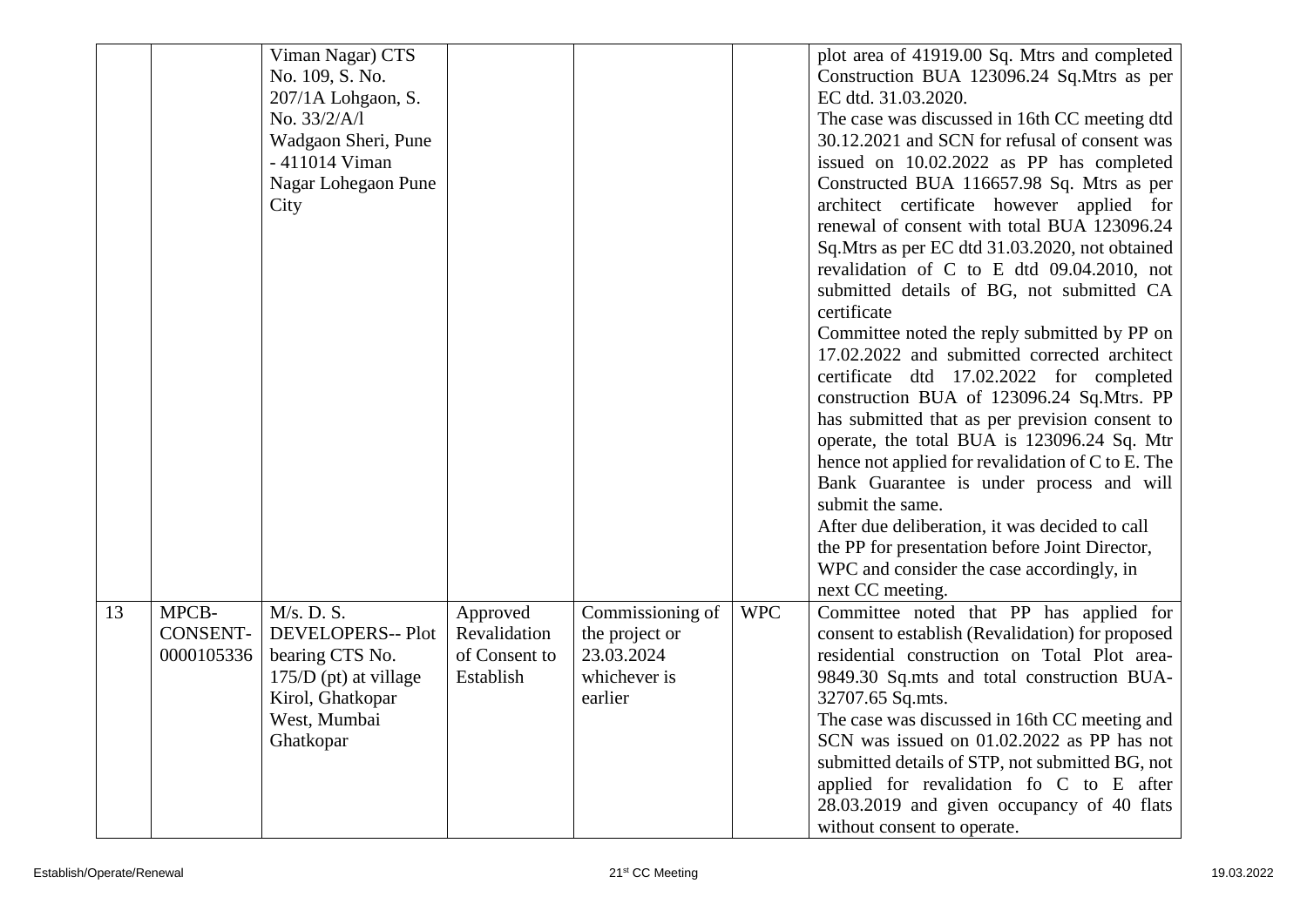| | | | | | | |
|---|---|---|---|---|---|---|
| | | Viman Nagar) CTS No. 109, S. No. 207/1A Lohgaon, S. No. 33/2/A/l Wadgaon Sheri, Pune - 411014 Viman Nagar Lohegaon Pune City | | | | plot area of 41919.00 Sq. Mtrs and completed Construction BUA 123096.24 Sq.Mtrs as per EC dtd. 31.03.2020.<br>The case was discussed in 16th CC meeting dtd 30.12.2021 and SCN for refusal of consent was issued on 10.02.2022 as PP has completed Constructed BUA 116657.98 Sq. Mtrs as per architect certificate however applied for renewal of consent with total BUA 123096.24 Sq.Mtrs as per EC dtd 31.03.2020, not obtained revalidation of C to E dtd 09.04.2010, not submitted details of BG, not submitted CA certificate<br>Committee noted the reply submitted by PP on 17.02.2022 and submitted corrected architect certificate dtd 17.02.2022 for completed construction BUA of 123096.24 Sq.Mtrs. PP has submitted that as per prevision consent to operate, the total BUA is 123096.24 Sq. Mtr hence not applied for revalidation of C to E. The Bank Guarantee is under process and will submit the same.<br>After due deliberation, it was decided to call the PP for presentation before Joint Director, WPC and consider the case accordingly, in next CC meeting. |
| 13 | MPCB-CONSENT-0000105336 | M/s. D. S. DEVELOPERS-- Plot bearing CTS No. 175/D (pt) at village Kirol, Ghatkopar West, Mumbai Ghatkopar | Approved Revalidation of Consent to Establish | Commissioning of the project or 23.03.2024 whichever is earlier | WPC | Committee noted that PP has applied for consent to establish (Revalidation) for proposed residential construction on Total Plot area- 9849.30 Sq.mts and total construction BUA- 32707.65 Sq.mts.<br>The case was discussed in 16th CC meeting and SCN was issued on 01.02.2022 as PP has not submitted details of STP, not submitted BG, not applied for revalidation fo C to E after 28.03.2019 and given occupancy of 40 flats without consent to operate. |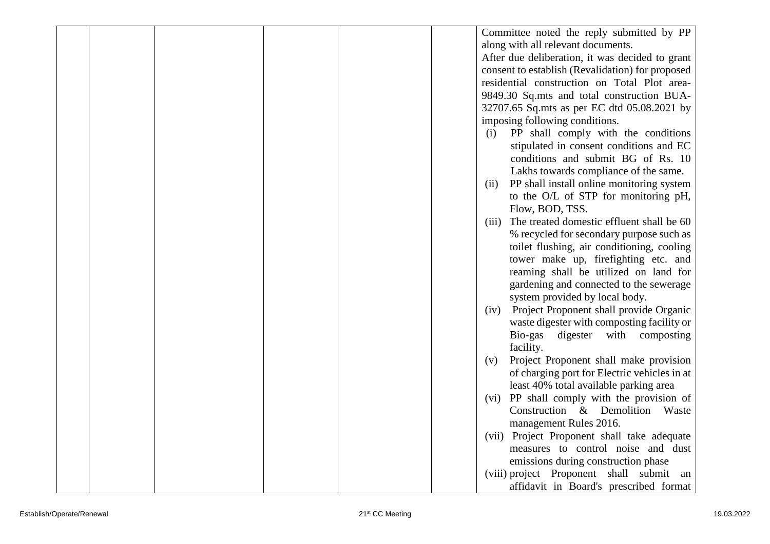| | | | | | | |
|---|---|---|---|---|---|---|
| | | | | | | Committee noted the reply submitted by PP along with all relevant documents.<br>After due deliberation, it was decided to grant consent to establish (Revalidation) for proposed residential construction on Total Plot area- 9849.30 Sq.mts and total construction BUA- 32707.65 Sq.mts as per EC dtd 05.08.2021 by imposing following conditions.<br>(i) PP shall comply with the conditions stipulated in consent conditions and EC conditions and submit BG of Rs. 10 Lakhs towards compliance of the same.<br>(ii) PP shall install online monitoring system to the O/L of STP for monitoring pH, Flow, BOD, TSS.<br>(iii) The treated domestic effluent shall be 60 % recycled for secondary purpose such as toilet flushing, air conditioning, cooling tower make up, firefighting etc. and reaming shall be utilized on land for gardening and connected to the sewerage system provided by local body.<br>(iv) Project Proponent shall provide Organic waste digester with composting facility or Bio-gas digester with composting facility.<br>(v) Project Proponent shall make provision of charging port for Electric vehicles in at least 40% total available parking area<br>(vi) PP shall comply with the provision of Construction & Demolition Waste management Rules 2016.<br>(vii) Project Proponent shall take adequate measures to control noise and dust emissions during construction phase<br>(viii) project Proponent shall submit an affidavit in Board's prescribed format |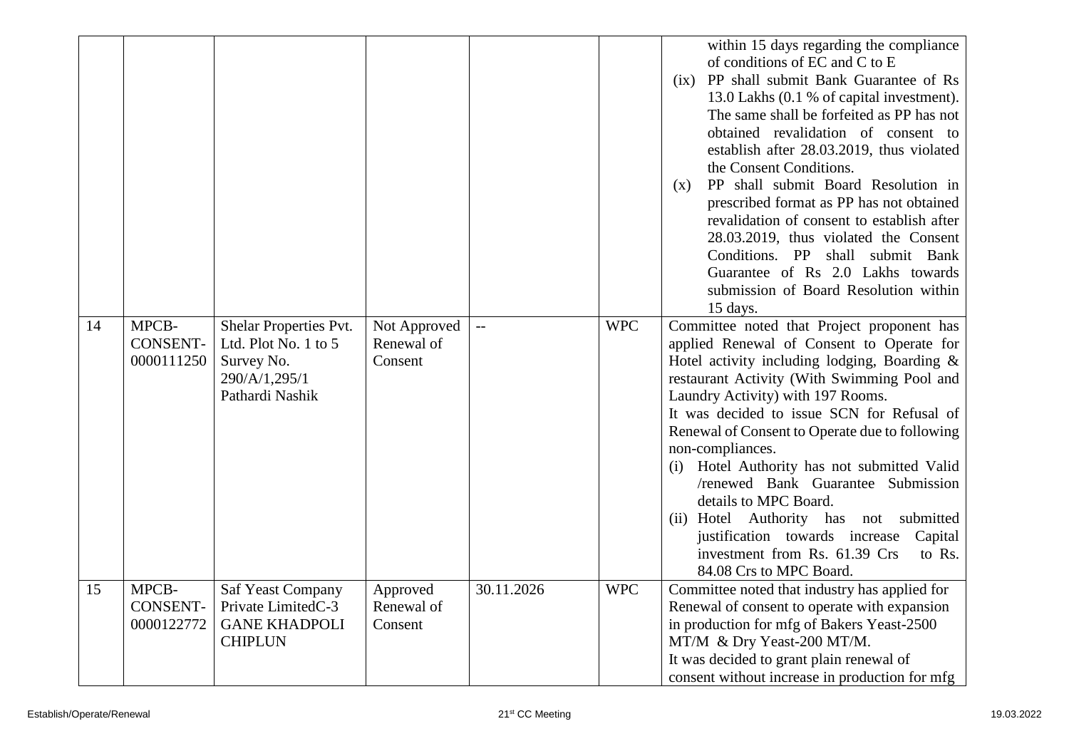|  |  |  |  |  |  |  |
|---|---|---|---|---|---|---|
|  |  |  |  |  |  | within 15 days regarding the compliance of conditions of EC and C to E<br>(ix) PP shall submit Bank Guarantee of Rs 13.0 Lakhs (0.1 % of capital investment). The same shall be forfeited as PP has not obtained revalidation of consent to establish after 28.03.2019, thus violated the Consent Conditions.<br>(x) PP shall submit Board Resolution in prescribed format as PP has not obtained revalidation of consent to establish after 28.03.2019, thus violated the Consent Conditions. PP shall submit Bank Guarantee of Rs 2.0 Lakhs towards submission of Board Resolution within 15 days. |
| 14 | MPCB-CONSENT-0000111250 | Shelar Properties Pvt. Ltd. Plot No. 1 to 5 Survey No. 290/A/1,295/1 Pathardi Nashik | Not Approved Renewal of Consent | -- | WPC | Committee noted that Project proponent has applied Renewal of Consent to Operate for Hotel activity including lodging, Boarding & restaurant Activity (With Swimming Pool and Laundry Activity) with 197 Rooms.<br>It was decided to issue SCN for Refusal of Renewal of Consent to Operate due to following non-compliances.<br>(i) Hotel Authority has not submitted Valid /renewed Bank Guarantee Submission details to MPC Board.<br>(ii) Hotel Authority has not submitted justification towards increase Capital investment from Rs. 61.39 Crs to Rs. 84.08 Crs to MPC Board. |
| 15 | MPCB-CONSENT-0000122772 | Saf Yeast Company Private LimitedC-3 GANE KHADPOLI CHIPLUN | Approved Renewal of Consent | 30.11.2026 | WPC | Committee noted that industry has applied for Renewal of consent to operate with expansion in production for mfg of Bakers Yeast-2500 MT/M & Dry Yeast-200 MT/M.<br>It was decided to grant plain renewal of consent without increase in production for mfg |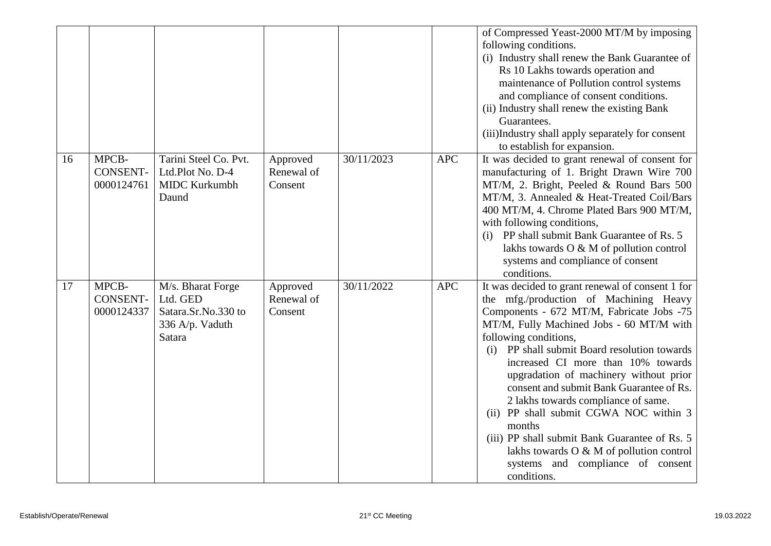| | | | | | | |
|---|---|---|---|---|---|---|
| | | | | | | of Compressed Yeast-2000 MT/M by imposing following conditions.<br>(i) Industry shall renew the Bank Guarantee of Rs 10 Lakhs towards operation and maintenance of Pollution control systems and compliance of consent conditions.<br>(ii) Industry shall renew the existing Bank Guarantees.<br>(iii)Industry shall apply separately for consent to establish for expansion. |
| 16 | MPCB-CONSENT-0000124761 | Tarini Steel Co. Pvt. Ltd.Plot No. D-4 MIDC Kurkumbh Daund | Approved Renewal of Consent | 30/11/2023 | APC | It was decided to grant renewal of consent for manufacturing of 1. Bright Drawn Wire 700 MT/M, 2. Bright, Peeled & Round Bars 500 MT/M, 3. Annealed & Heat-Treated Coil/Bars 400 MT/M, 4. Chrome Plated Bars 900 MT/M, with following conditions,<br>(i) PP shall submit Bank Guarantee of Rs. 5 lakhs towards O & M of pollution control systems and compliance of consent conditions. |
| 17 | MPCB-CONSENT-0000124337 | M/s. Bharat Forge Ltd. GED Satara.Sr.No.330 to 336 A/p. Vaduth Satara | Approved Renewal of Consent | 30/11/2022 | APC | It was decided to grant renewal of consent 1 for the mfg./production of Machining Heavy Components - 672 MT/M, Fabricate Jobs -75 MT/M, Fully Machined Jobs - 60 MT/M with following conditions,<br>(i) PP shall submit Board resolution towards increased CI more than 10% towards upgradation of machinery without prior consent and submit Bank Guarantee of Rs. 2 lakhs towards compliance of same.<br>(ii) PP shall submit CGWA NOC within 3 months<br>(iii) PP shall submit Bank Guarantee of Rs. 5 lakhs towards O & M of pollution control systems and compliance of consent conditions. |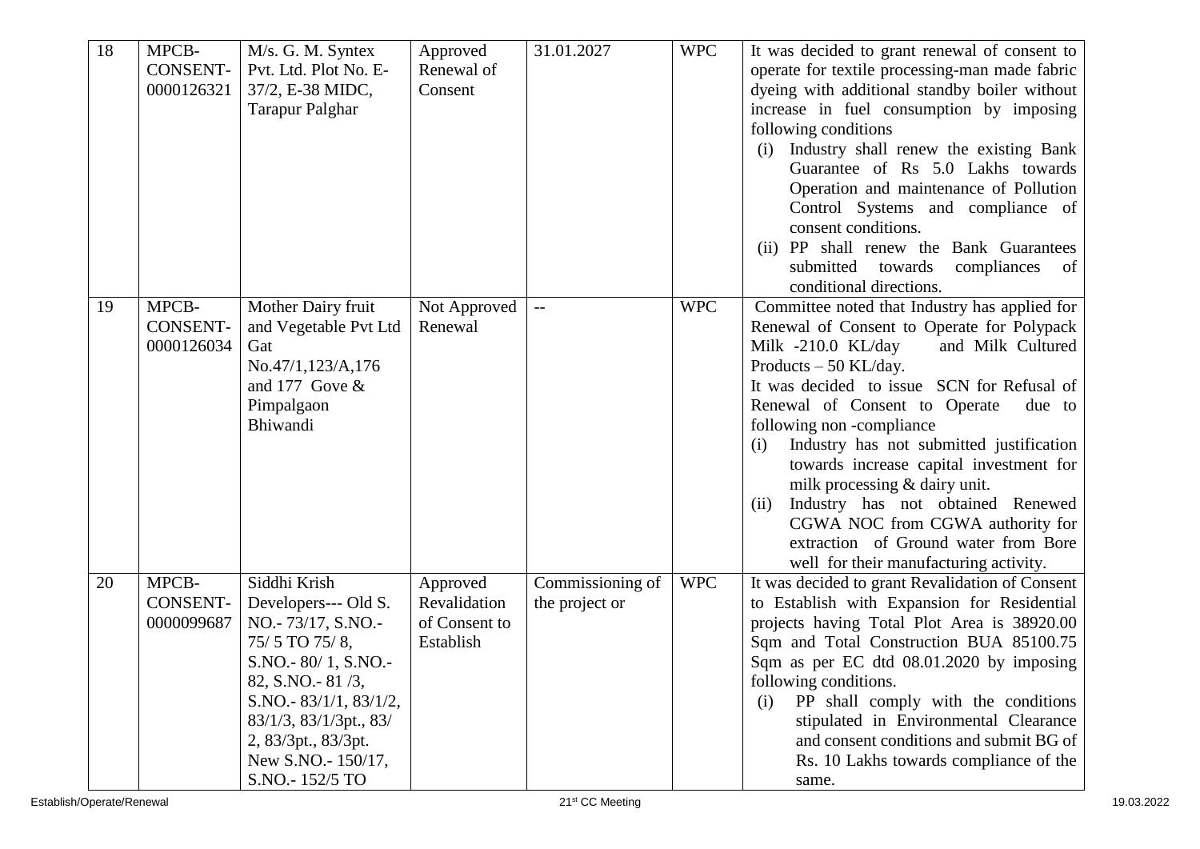| 18 | MPCB-CONSENT-0000126321 | M/s. G. M. Syntex Pvt. Ltd. Plot No. E-37/2, E-38 MIDC, Tarapur Palghar | Approved Renewal of Consent | 31.01.2027 | WPC | It was decided to grant renewal of consent to operate for textile processing-man made fabric dyeing with additional standby boiler without increase in fuel consumption by imposing following conditions<br>(i) Industry shall renew the existing Bank Guarantee of Rs 5.0 Lakhs towards Operation and maintenance of Pollution Control Systems and compliance of consent conditions.<br>(ii) PP shall renew the Bank Guarantees submitted towards compliances of conditional directions. |
|---|---|---|---|---|---|---|
| 19 | MPCB-CONSENT-0000126034 | Mother Dairy fruit and Vegetable Pvt Ltd Gat No.47/1,123/A,176 and 177 Gove & Pimpalgaon Bhiwandi | Not Approved Renewal | -- | WPC | Committee noted that Industry has applied for Renewal of Consent to Operate for Polypack Milk -210.0 KL/day and Milk Cultured Products – 50 KL/day.<br>It was decided to issue SCN for Refusal of Renewal of Consent to Operate due to following non -compliance<br>(i) Industry has not submitted justification towards increase capital investment for milk processing & dairy unit.<br>(ii) Industry has not obtained Renewed CGWA NOC from CGWA authority for extraction of Ground water from Bore well for their manufacturing activity. |
| 20 | MPCB-CONSENT-0000099687 | Siddhi Krish Developers--- Old S. NO.- 73/17, S.NO.- 75/ 5 TO 75/ 8, S.NO.- 80/ 1, S.NO.- 82, S.NO.- 81 /3, S.NO.- 83/1/1, 83/1/2, 83/1/3, 83/1/3pt., 83/ 2, 83/3pt., 83/3pt. New S.NO.- 150/17, S.NO.- 152/5 TO | Approved Revalidation of Consent to Establish | Commissioning of the project or | WPC | It was decided to grant Revalidation of Consent to Establish with Expansion for Residential projects having Total Plot Area is 38920.00 Sqm and Total Construction BUA 85100.75 Sqm as per EC dtd 08.01.2020 by imposing following conditions.<br>(i) PP shall comply with the conditions stipulated in Environmental Clearance and consent conditions and submit BG of Rs. 10 Lakhs towards compliance of the same. |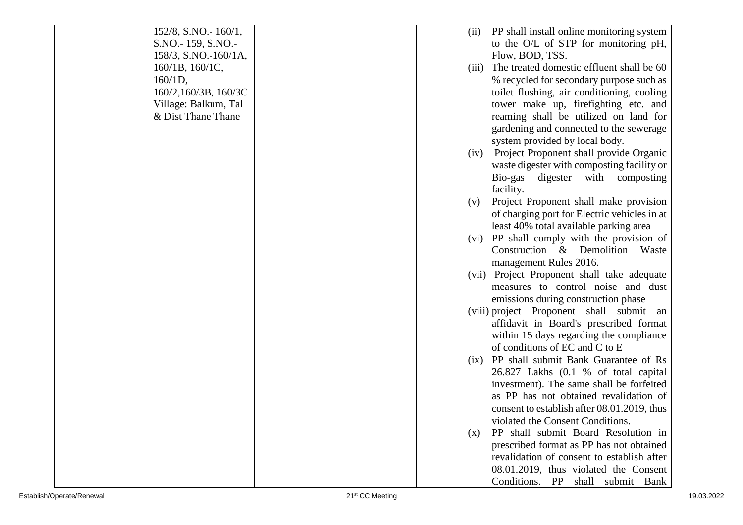| | | | | | | |
|---|---|---|---|---|---|---|
| | | 152/8, S.NO.- 160/1, S.NO.- 159, S.NO.- 158/3, S.NO.-160/1A, 160/1B, 160/1C, 160/1D, 160/2,160/3B, 160/3C Village: Balkum, Tal & Dist Thane Thane | | | | (ii) PP shall install online monitoring system to the O/L of STP for monitoring pH, Flow, BOD, TSS.<br>(iii) The treated domestic effluent shall be 60 % recycled for secondary purpose such as toilet flushing, air conditioning, cooling tower make up, firefighting etc. and reaming shall be utilized on land for gardening and connected to the sewerage system provided by local body.<br>(iv) Project Proponent shall provide Organic waste digester with composting facility or Bio-gas digester with composting facility.<br>(v) Project Proponent shall make provision of charging port for Electric vehicles in at least 40% total available parking area<br>(vi) PP shall comply with the provision of Construction & Demolition Waste management Rules 2016.<br>(vii) Project Proponent shall take adequate measures to control noise and dust emissions during construction phase<br>(viii) project Proponent shall submit an affidavit in Board's prescribed format within 15 days regarding the compliance of conditions of EC and C to E<br>(ix) PP shall submit Bank Guarantee of Rs 26.827 Lakhs (0.1 % of total capital investment). The same shall be forfeited as PP has not obtained revalidation of consent to establish after 08.01.2019, thus violated the Consent Conditions.<br>(x) PP shall submit Board Resolution in prescribed format as PP has not obtained revalidation of consent to establish after 08.01.2019, thus violated the Consent Conditions. PP shall submit Bank |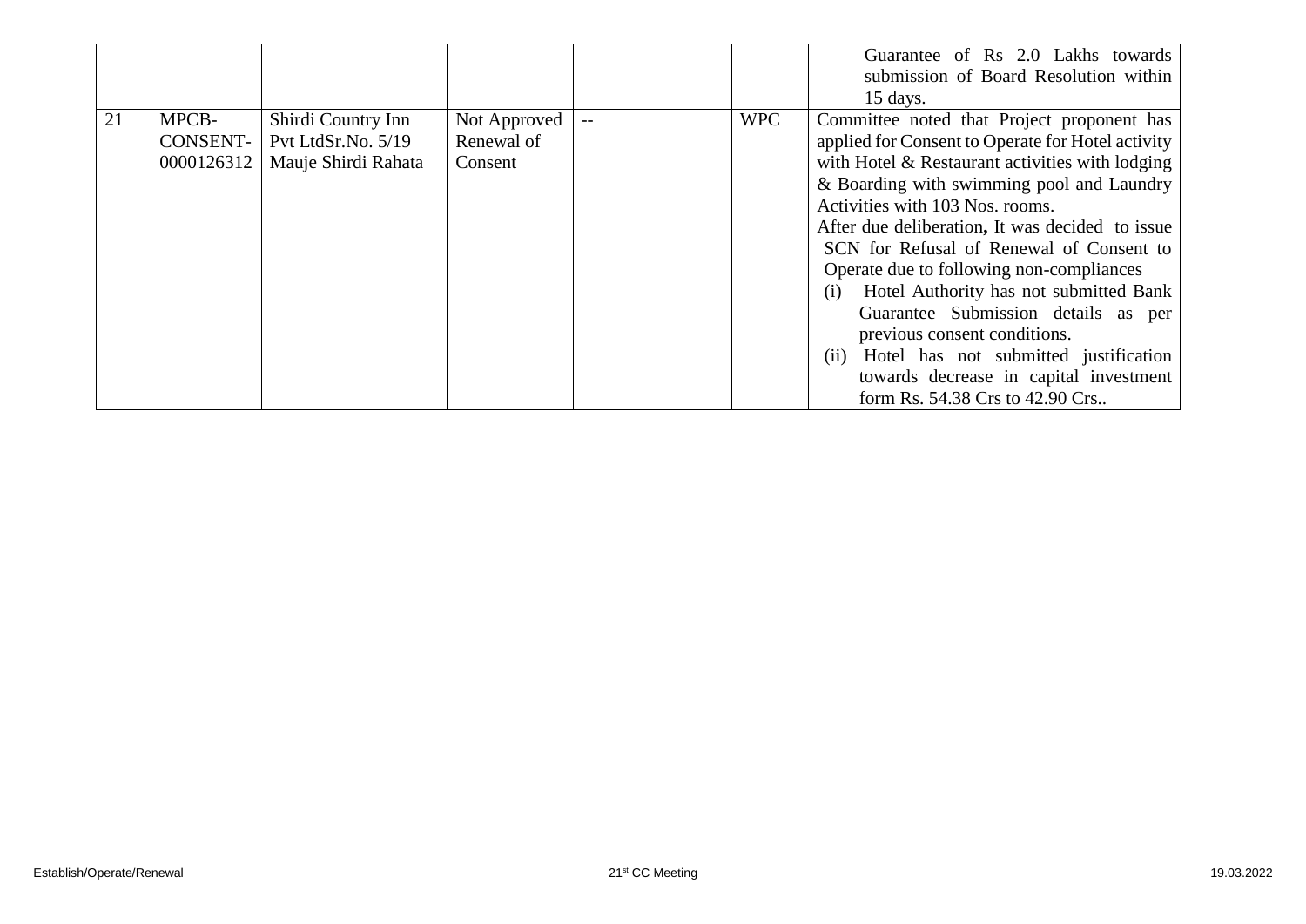| | | | | | | |
|---|---|---|---|---|---|---|
| | | | | | | Guarantee of Rs 2.0 Lakhs towards submission of Board Resolution within 15 days. |
| 21 | MPCB-CONSENT-0000126312 | Shirdi Country Inn Pvt LtdSr.No. 5/19 Mauje Shirdi Rahata | Not Approved Renewal of Consent | -- | WPC | Committee noted that Project proponent has applied for Consent to Operate for Hotel activity with Hotel & Restaurant activities with lodging & Boarding with swimming pool and Laundry Activities with 103 Nos. rooms.<br>After due deliberation**,** It was decided to issue SCN for Refusal of Renewal of Consent to Operate due to following non-compliances<br>(i) Hotel Authority has not submitted Bank Guarantee Submission details as per previous consent conditions.<br>(ii) Hotel has not submitted justification towards decrease in capital investment form Rs. 54.38 Crs to 42.90 Crs.. |